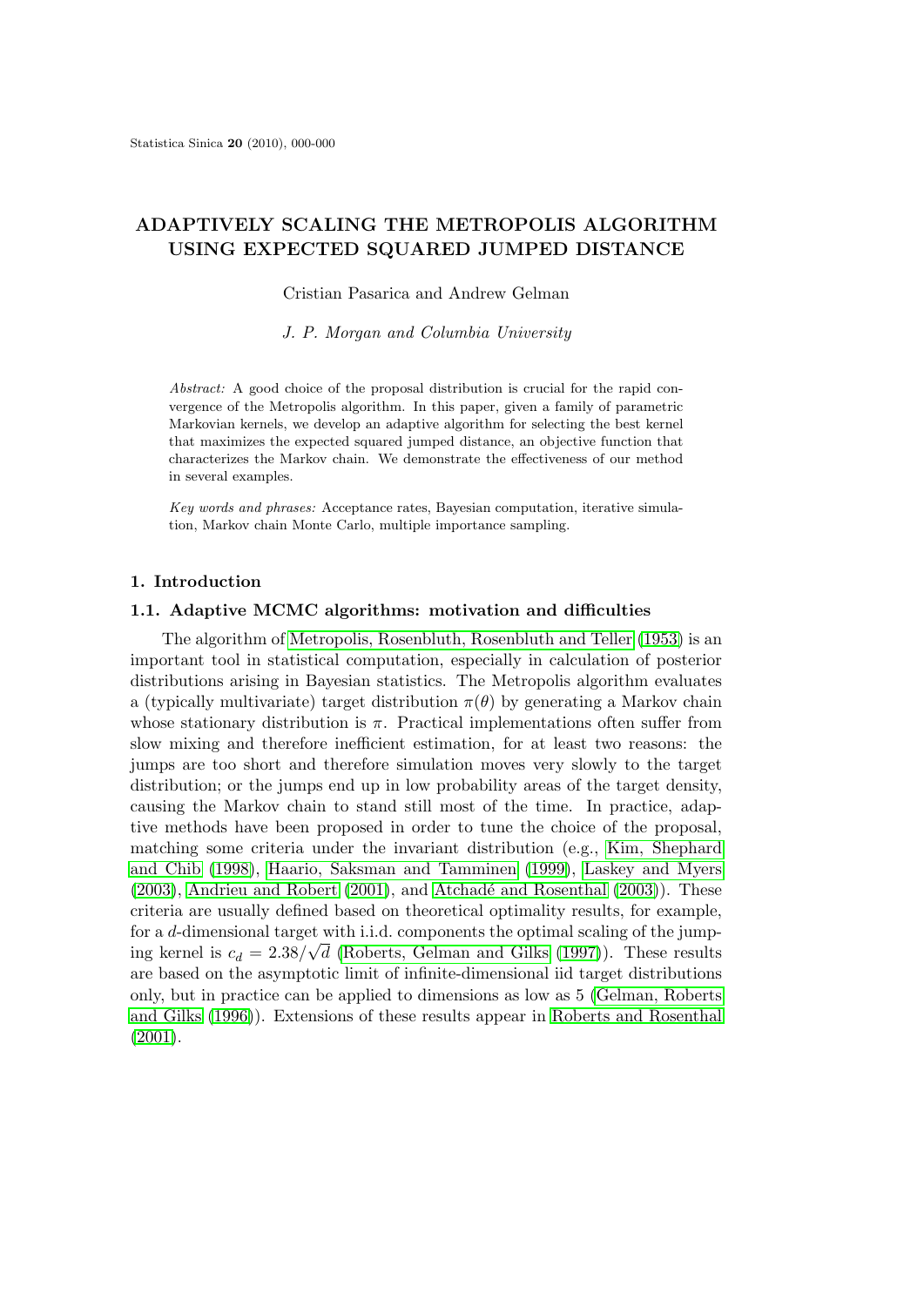# ADAPTIVELY SCALING THE METROPOLIS ALGORITHM USING EXPECTED SQUARED JUMPED DISTANCE

Cristian Pasarica and Andrew Gelman

*J. P. Morgan and Columbia University*

*Abstract:* A good choice of the proposal distribution is crucial for the rapid convergence of the Metropolis algorithm. In this paper, given a family of parametric Markovian kernels, we develop an adaptive algorithm for selecting the best kernel that maximizes the expected squared jumped distance, an objective function that characterizes the Markov chain. We demonstrate the effectiveness of our method in several examples.

*Key words and phrases:* Acceptance rates, Bayesian computation, iterative simulation, Markov chain Monte Carlo, multiple importance sampling.

## 1. Introduction

### 1.1. Adaptive MCMC algorithms: motivation and difficulties

The algorithm of Metropolis, Rosenbluth, Rosenbluth and Teller (1953) is an important tool in statistical computation, especially in calculation of posterior distributions arising in Bayesian statistics. The Metropolis algorithm evaluates a (typically multivariate) target distribution $\pi(\theta)$ by generating a Markov chain whose stationary distribution is $\pi$. Practical implementations often suffer from slow mixing and therefore inefficient estimation, for at least two reasons: the jumps are too short and therefore simulation moves very slowly to the target distribution; or the jumps end up in low probability areas of the target density, causing the Markov chain to stand still most of the time. In practice, adaptive methods have been proposed in order to tune the choice of the proposal, matching some criteria under the invariant distribution (e.g., Kim, Shephard and Chib (1998), Haario, Saksman and Tamminen (1999), Laskey and Myers (2003), Andrieu and Robert (2001), and Atchadé and Rosenthal (2003)). These criteria are usually defined based on theoretical optimality results, for example, for a $d$-dimensional target with i.i.d. components the optimal scaling of the jumping kernel is $c_d = 2.38/\sqrt{d}$ (Roberts, Gelman and Gilks (1997)). These results are based on the asymptotic limit of infinite-dimensional iid target distributions only, but in practice can be applied to dimensions as low as 5 (Gelman, Roberts and Gilks (1996)). Extensions of these results appear in Roberts and Rosenthal (2001).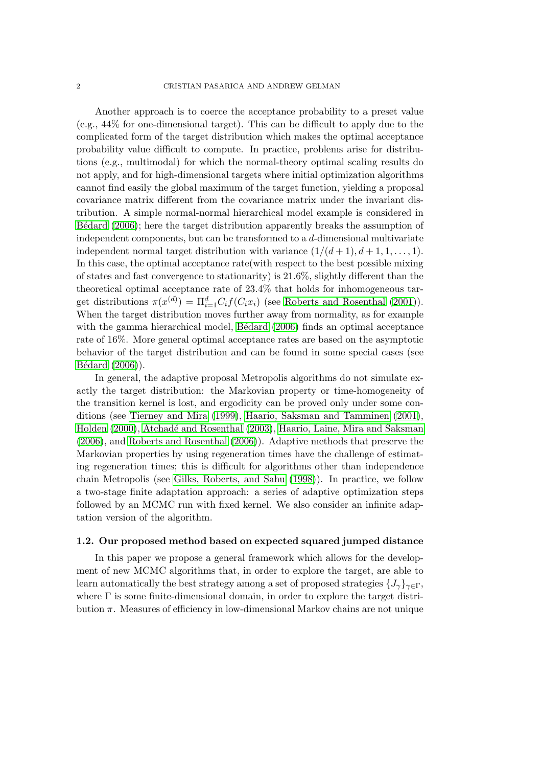Another approach is to coerce the acceptance probability to a preset value (e.g., 44% for one-dimensional target). This can be difficult to apply due to the complicated form of the target distribution which makes the optimal acceptance probability value difficult to compute. In practice, problems arise for distributions (e.g., multimodal) for which the normal-theory optimal scaling results do not apply, and for high-dimensional targets where initial optimization algorithms cannot find easily the global maximum of the target function, yielding a proposal covariance matrix different from the covariance matrix under the invariant distribution. A simple normal-normal hierarchical model example is considered in Bédard (2006); here the target distribution apparently breaks the assumption of independent components, but can be transformed to a $d$-dimensional multivariate independent normal target distribution with variance $(1/(d+1), d+1, 1, \ldots, 1)$. In this case, the optimal acceptance rate(with respect to the best possible mixing of states and fast convergence to stationarity) is 21.6%, slightly different than the theoretical optimal acceptance rate of 23.4% that holds for inhomogeneous target distributions $\pi(x^{(d)}) = \Pi_{i=1}^{d} C_i f(C_i x_i)$ (see Roberts and Rosenthal (2001)). When the target distribution moves further away from normality, as for example with the gamma hierarchical model, Bédard (2006) finds an optimal acceptance rate of 16%. More general optimal acceptance rates are based on the asymptotic behavior of the target distribution and can be found in some special cases (see Bédard (2006)).

In general, the adaptive proposal Metropolis algorithms do not simulate exactly the target distribution: the Markovian property or time-homogeneity of the transition kernel is lost, and ergodicity can be proved only under some conditions (see Tierney and Mira (1999), Haario, Saksman and Tamminen (2001), Holden (2000), Atchadé and Rosenthal (2003), Haario, Laine, Mira and Saksman (2006), and Roberts and Rosenthal (2006)). Adaptive methods that preserve the Markovian properties by using regeneration times have the challenge of estimating regeneration times; this is difficult for algorithms other than independence chain Metropolis (see Gilks, Roberts, and Sahu (1998)). In practice, we follow a two-stage finite adaptation approach: a series of adaptive optimization steps followed by an MCMC run with fixed kernel. We also consider an infinite adaptation version of the algorithm.

### 1.2. Our proposed method based on expected squared jumped distance

In this paper we propose a general framework which allows for the development of new MCMC algorithms that, in order to explore the target, are able to learn automatically the best strategy among a set of proposed strategies $\{J_\gamma\}_{\gamma \in \Gamma}$, where $\Gamma$ is some finite-dimensional domain, in order to explore the target distribution $\pi$. Measures of efficiency in low-dimensional Markov chains are not unique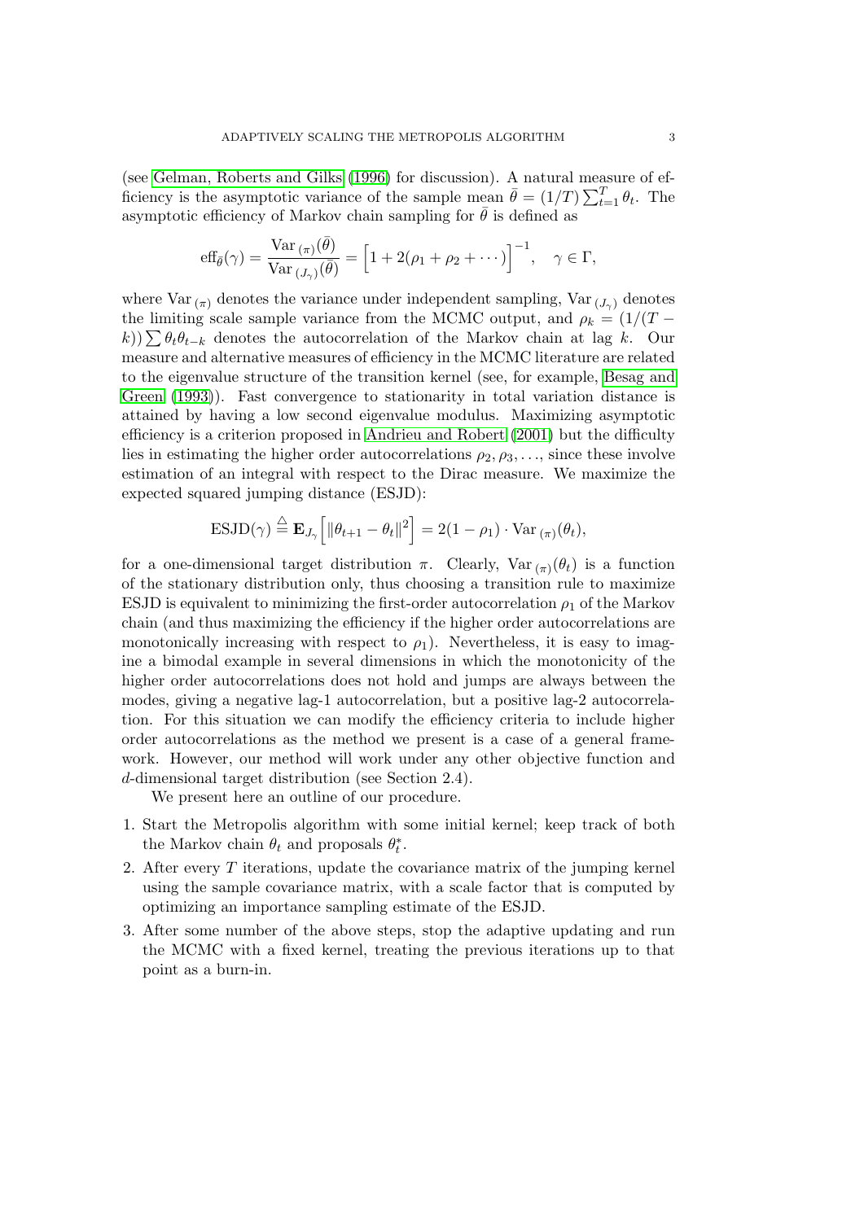(see Gelman, Roberts and Gilks (1996) for discussion). A natural measure of efficiency is the asymptotic variance of the sample mean $\bar{\theta} = (1/T)\sum_{t=1}^{T}\theta_t$. The asymptotic efficiency of Markov chain sampling for $\bar{\theta}$ is defined as

$$\text{eff}_{\bar{\theta}}(\gamma) = \frac{\text{Var}_{(\pi)}(\bar{\theta})}{\text{Var}_{(J_\gamma)}(\bar{\theta})} = \Big[1 + 2(\rho_1 + \rho_2 + \cdots)\Big]^{-1}, \quad \gamma \in \Gamma,$$

where $\text{Var}_{(\pi)}$ denotes the variance under independent sampling, $\text{Var}_{(J_\gamma)}$ denotes the limiting scale sample variance from the MCMC output, and $\rho_k = (1/(T-k))\sum \theta_t \theta_{t-k}$ denotes the autocorrelation of the Markov chain at lag $k$. Our measure and alternative measures of efficiency in the MCMC literature are related to the eigenvalue structure of the transition kernel (see, for example, Besag and Green (1993)). Fast convergence to stationarity in total variation distance is attained by having a low second eigenvalue modulus. Maximizing asymptotic efficiency is a criterion proposed in Andrieu and Robert (2001) but the difficulty lies in estimating the higher order autocorrelations $\rho_2, \rho_3, \ldots$, since these involve estimation of an integral with respect to the Dirac measure. We maximize the expected squared jumping distance (ESJD):

$$\text{ESJD}(\gamma) \stackrel{\triangle}{=} \mathbf{E}_{J_\gamma}\Big[\|\theta_{t+1} - \theta_t\|^2\Big] = 2(1-\rho_1)\cdot \text{Var}_{(\pi)}(\theta_t),$$

for a one-dimensional target distribution $\pi$. Clearly, $\text{Var}_{(\pi)}(\theta_t)$ is a function of the stationary distribution only, thus choosing a transition rule to maximize ESJD is equivalent to minimizing the first-order autocorrelation $\rho_1$ of the Markov chain (and thus maximizing the efficiency if the higher order autocorrelations are monotonically increasing with respect to $\rho_1$). Nevertheless, it is easy to imagine a bimodal example in several dimensions in which the monotonicity of the higher order autocorrelations does not hold and jumps are always between the modes, giving a negative lag-1 autocorrelation, but a positive lag-2 autocorrelation. For this situation we can modify the efficiency criteria to include higher order autocorrelations as the method we present is a case of a general framework. However, our method will work under any other objective function and $d$-dimensional target distribution (see Section 2.4).

We present here an outline of our procedure.

1. Start the Metropolis algorithm with some initial kernel; keep track of both the Markov chain $\theta_t$ and proposals $\theta_t^*$.
2. After every $T$ iterations, update the covariance matrix of the jumping kernel using the sample covariance matrix, with a scale factor that is computed by optimizing an importance sampling estimate of the ESJD.
3. After some number of the above steps, stop the adaptive updating and run the MCMC with a fixed kernel, treating the previous iterations up to that point as a burn-in.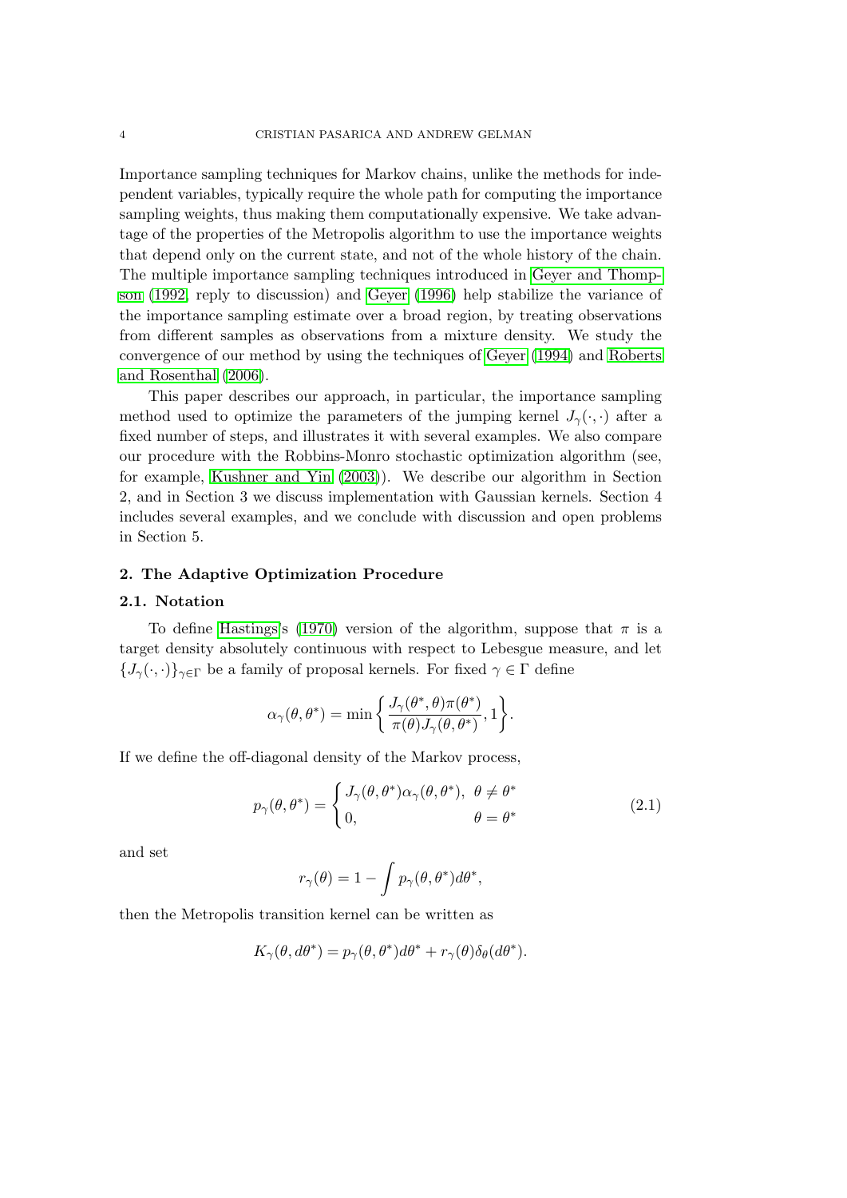Importance sampling techniques for Markov chains, unlike the methods for independent variables, typically require the whole path for computing the importance sampling weights, thus making them computationally expensive. We take advantage of the properties of the Metropolis algorithm to use the importance weights that depend only on the current state, and not of the whole history of the chain. The multiple importance sampling techniques introduced in Geyer and Thompson (1992, reply to discussion) and Geyer (1996) help stabilize the variance of the importance sampling estimate over a broad region, by treating observations from different samples as observations from a mixture density. We study the convergence of our method by using the techniques of Geyer (1994) and Roberts and Rosenthal (2006).

This paper describes our approach, in particular, the importance sampling method used to optimize the parameters of the jumping kernel $J_\gamma(\cdot,\cdot)$ after a fixed number of steps, and illustrates it with several examples. We also compare our procedure with the Robbins-Monro stochastic optimization algorithm (see, for example, Kushner and Yin (2003)). We describe our algorithm in Section 2, and in Section 3 we discuss implementation with Gaussian kernels. Section 4 includes several examples, and we conclude with discussion and open problems in Section 5.

## 2. The Adaptive Optimization Procedure

### 2.1. Notation

To define Hastings's (1970) version of the algorithm, suppose that $\pi$ is a target density absolutely continuous with respect to Lebesgue measure, and let $\{J_\gamma(\cdot,\cdot)\}_{\gamma\in\Gamma}$ be a family of proposal kernels. For fixed $\gamma \in \Gamma$ define

$$\alpha_\gamma(\theta,\theta^*) = \min\left\{\frac{J_\gamma(\theta^*,\theta)\pi(\theta^*)}{\pi(\theta)J_\gamma(\theta,\theta^*)}, 1\right\}.$$

If we define the off-diagonal density of the Markov process,

$$p_\gamma(\theta,\theta^*) = \begin{cases} J_\gamma(\theta,\theta^*)\alpha_\gamma(\theta,\theta^*), & \theta \neq \theta^* \\ 0, & \theta = \theta^* \end{cases} \tag{2.1}$$

and set

$$r_\gamma(\theta) = 1 - \int p_\gamma(\theta,\theta^*)d\theta^*,$$

then the Metropolis transition kernel can be written as

$$K_\gamma(\theta, d\theta^*) = p_\gamma(\theta,\theta^*)d\theta^* + r_\gamma(\theta)\delta_\theta(d\theta^*).$$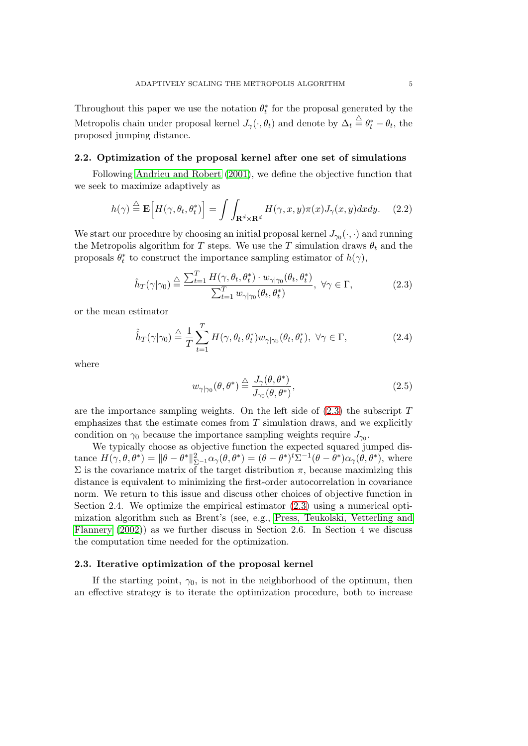Throughout this paper we use the notation $\theta_t^*$ for the proposal generated by the Metropolis chain under proposal kernel $J_\gamma(\cdot, \theta_t)$ and denote by $\Delta_t \triangleq \theta_t^* - \theta_t$, the proposed jumping distance.

### 2.2. Optimization of the proposal kernel after one set of simulations

Following Andrieu and Robert (2001), we define the objective function that we seek to maximize adaptively as

$$h(\gamma) \triangleq \mathbf{E}\Big[H(\gamma, \theta_t, \theta_t^*)\Big] = \int\int_{\mathbf{R}^d \times \mathbf{R}^d} H(\gamma, x, y)\pi(x)J_\gamma(x, y)dxdy. \quad (2.2)$$

We start our procedure by choosing an initial proposal kernel $J_{\gamma_0}(\cdot, \cdot)$ and running the Metropolis algorithm for $T$ steps. We use the $T$ simulation draws $\theta_t$ and the proposals $\theta_t^*$ to construct the importance sampling estimator of $h(\gamma)$,

$$\hat{h}_T(\gamma|\gamma_0) \triangleq \frac{\sum_{t=1}^T H(\gamma, \theta_t, \theta_t^*) \cdot w_{\gamma|\gamma_0}(\theta_t, \theta_t^*)}{\sum_{t=1}^T w_{\gamma|\gamma_0}(\theta_t, \theta_t^*)}, \ \forall \gamma \in \Gamma, \quad (2.3)$$

or the mean estimator

$$\hat{\hat{h}}_T(\gamma|\gamma_0) \triangleq \frac{1}{T}\sum_{t=1}^T H(\gamma, \theta_t, \theta_t^*)w_{\gamma|\gamma_0}(\theta_t, \theta_t^*), \ \forall \gamma \in \Gamma, \quad (2.4)$$

where

$$w_{\gamma|\gamma_0}(\theta, \theta^*) \triangleq \frac{J_\gamma(\theta, \theta^*)}{J_{\gamma_0}(\theta, \theta^*)}, \quad (2.5)$$

are the importance sampling weights. On the left side of (2.3) the subscript $T$ emphasizes that the estimate comes from $T$ simulation draws, and we explicitly condition on $\gamma_0$ because the importance sampling weights require $J_{\gamma_0}$.

We typically choose as objective function the expected squared jumped distance $H(\gamma, \theta, \theta^*) = \|\theta - \theta^*\|^2_{\Sigma^{-1}}\alpha_\gamma(\theta, \theta^*) = (\theta - \theta^*)^t\Sigma^{-1}(\theta - \theta^*)\alpha_\gamma(\theta, \theta^*)$, where $\Sigma$ is the covariance matrix of the target distribution $\pi$, because maximizing this distance is equivalent to minimizing the first-order autocorrelation in covariance norm. We return to this issue and discuss other choices of objective function in Section 2.4. We optimize the empirical estimator (2.3) using a numerical optimization algorithm such as Brent's (see, e.g., Press, Teukolski, Vetterling and Flannery (2002)) as we further discuss in Section 2.6. In Section 4 we discuss the computation time needed for the optimization.

### 2.3. Iterative optimization of the proposal kernel

If the starting point, $\gamma_0$, is not in the neighborhood of the optimum, then an effective strategy is to iterate the optimization procedure, both to increase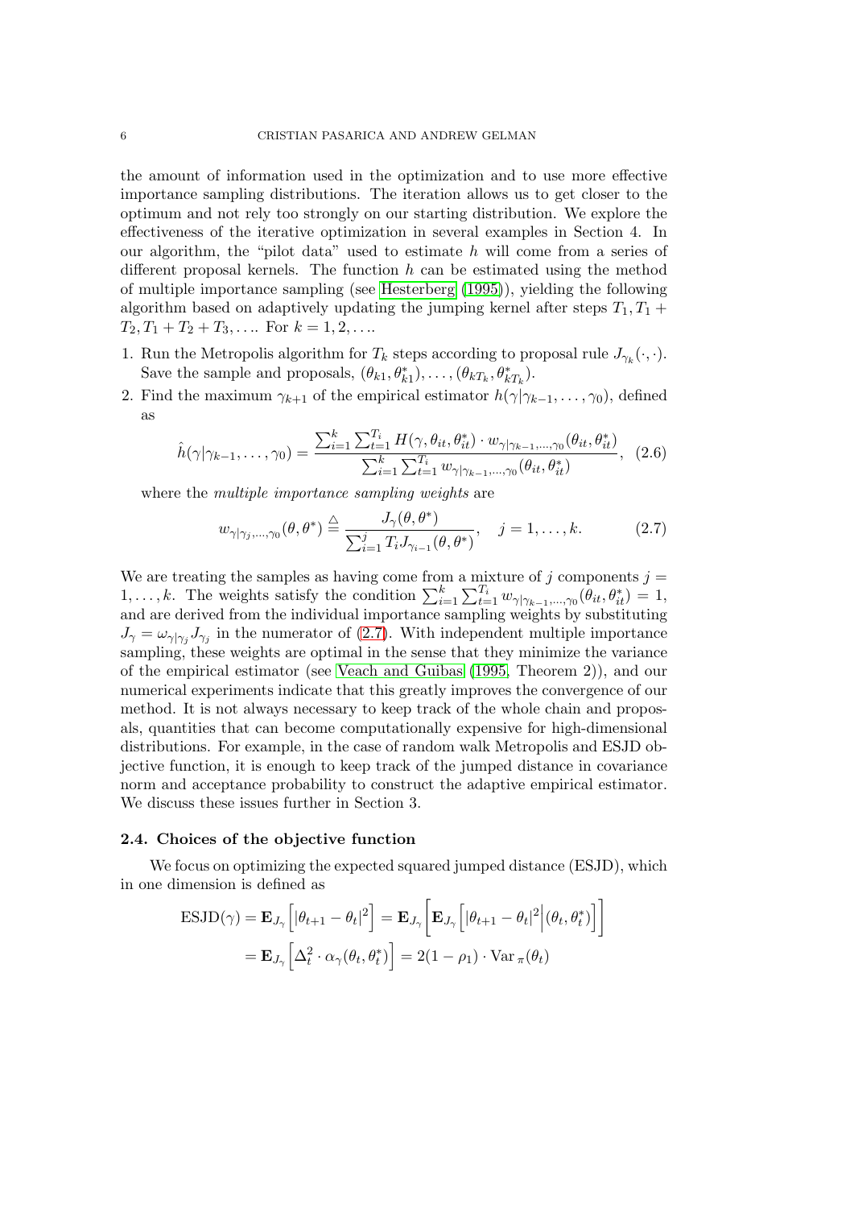the amount of information used in the optimization and to use more effective importance sampling distributions. The iteration allows us to get closer to the optimum and not rely too strongly on our starting distribution. We explore the effectiveness of the iterative optimization in several examples in Section 4. In our algorithm, the "pilot data" used to estimate $h$ will come from a series of different proposal kernels. The function $h$ can be estimated using the method of multiple importance sampling (see Hesterberg (1995)), yielding the following algorithm based on adaptively updating the jumping kernel after steps $T_1, T_1 + T_2, T_1 + T_2 + T_3, \ldots$. For $k = 1, 2, \ldots$.

1. Run the Metropolis algorithm for $T_k$ steps according to proposal rule $J_{\gamma_k}(\cdot, \cdot)$. Save the sample and proposals, $(\theta_{k1}, \theta^*_{k1}), \ldots, (\theta_{kT_k}, \theta^*_{kT_k})$.
2. Find the maximum $\gamma_{k+1}$ of the empirical estimator $h(\gamma|\gamma_{k-1}, \ldots, \gamma_0)$, defined as

$$\hat{h}(\gamma|\gamma_{k-1}, \ldots, \gamma_0) = \frac{\sum_{i=1}^{k} \sum_{t=1}^{T_i} H(\gamma, \theta_{it}, \theta^*_{it}) \cdot w_{\gamma|\gamma_{k-1},\ldots,\gamma_0}(\theta_{it}, \theta^*_{it})}{\sum_{i=1}^{k} \sum_{t=1}^{T_i} w_{\gamma|\gamma_{k-1},\ldots,\gamma_0}(\theta_{it}, \theta^*_{it})}, \quad (2.6)$$

   where the *multiple importance sampling weights* are

$$w_{\gamma|\gamma_j,\ldots,\gamma_0}(\theta, \theta^*) \triangleq \frac{J_\gamma(\theta, \theta^*)}{\sum_{i=1}^{j} T_i J_{\gamma_{i-1}}(\theta, \theta^*)}, \quad j = 1, \ldots, k. \quad (2.7)$$

We are treating the samples as having come from a mixture of $j$ components $j = 1, \ldots, k$. The weights satisfy the condition $\sum_{i=1}^{k} \sum_{t=1}^{T_i} w_{\gamma|\gamma_{k-1},\ldots,\gamma_0}(\theta_{it}, \theta^*_{it}) = 1$, and are derived from the individual importance sampling weights by substituting $J_\gamma = \omega_{\gamma|\gamma_j} J_{\gamma_j}$ in the numerator of (2.7). With independent multiple importance sampling, these weights are optimal in the sense that they minimize the variance of the empirical estimator (see Veach and Guibas (1995, Theorem 2)), and our numerical experiments indicate that this greatly improves the convergence of our method. It is not always necessary to keep track of the whole chain and proposals, quantities that can become computationally expensive for high-dimensional distributions. For example, in the case of random walk Metropolis and ESJD objective function, it is enough to keep track of the jumped distance in covariance norm and acceptance probability to construct the adaptive empirical estimator. We discuss these issues further in Section 3.

### 2.4. Choices of the objective function

We focus on optimizing the expected squared jumped distance (ESJD), which in one dimension is defined as

$$\begin{aligned}
\text{ESJD}(\gamma) &= \mathbf{E}_{J_\gamma}\left[|\theta_{t+1} - \theta_t|^2\right] = \mathbf{E}_{J_\gamma}\left[\mathbf{E}_{J_\gamma}\left[|\theta_{t+1} - \theta_t|^2 \Big| (\theta_t, \theta^*_t)\right]\right] \\
&= \mathbf{E}_{J_\gamma}\left[\Delta_t^2 \cdot \alpha_\gamma(\theta_t, \theta^*_t)\right] = 2(1 - \rho_1) \cdot \text{Var}_\pi(\theta_t)
\end{aligned}$$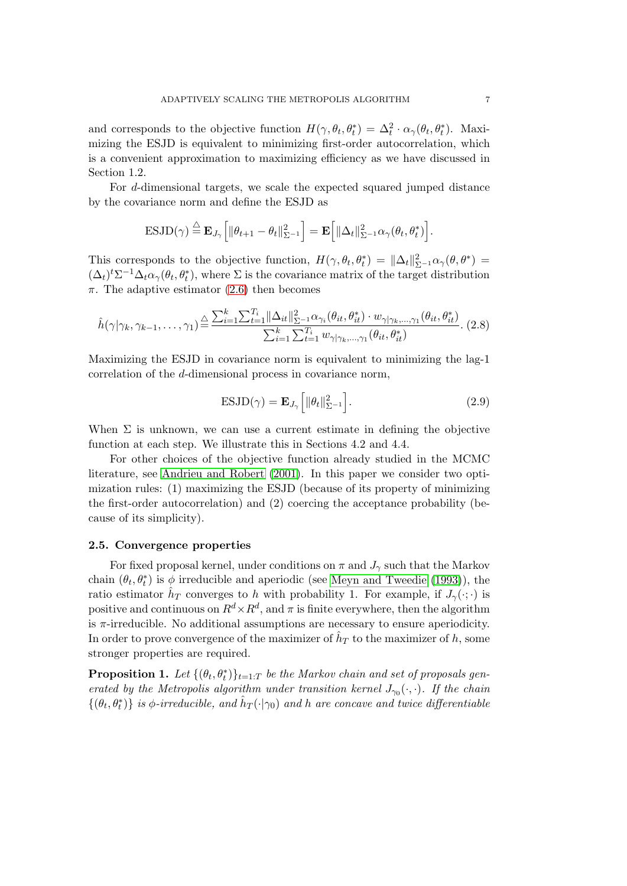and corresponds to the objective function $H(\gamma, \theta_t, \theta_t^*) = \Delta_t^2 \cdot \alpha_\gamma(\theta_t, \theta_t^*)$. Maximizing the ESJD is equivalent to minimizing first-order autocorrelation, which is a convenient approximation to maximizing efficiency as we have discussed in Section 1.2.

For $d$-dimensional targets, we scale the expected squared jumped distance by the covariance norm and define the ESJD as

$$\text{ESJD}(\gamma) \stackrel{\triangle}{=} \mathbf{E}_{J_\gamma}\Big[\|\theta_{t+1} - \theta_t\|^2_{\Sigma^{-1}}\Big] = \mathbf{E}\Big[\|\Delta_t\|^2_{\Sigma^{-1}}\alpha_\gamma(\theta_t, \theta_t^*)\Big].$$

This corresponds to the objective function, $H(\gamma, \theta_t, \theta_t^*) = \|\Delta_t\|^2_{\Sigma^{-1}}\alpha_\gamma(\theta, \theta^*) = (\Delta_t)^t\Sigma^{-1}\Delta_t\alpha_\gamma(\theta_t, \theta_t^*)$, where $\Sigma$ is the covariance matrix of the target distribution $\pi$. The adaptive estimator (2.6) then becomes

$$\hat{h}(\gamma|\gamma_k, \gamma_{k-1}, \ldots, \gamma_1) \stackrel{\triangle}{=} \frac{\sum_{i=1}^{k}\sum_{t=1}^{T_i}\|\Delta_{it}\|^2_{\Sigma^{-1}}\alpha_{\gamma_i}(\theta_{it}, \theta_{it}^*) \cdot w_{\gamma|\gamma_k,\ldots,\gamma_1}(\theta_{it}, \theta_{it}^*)}{\sum_{i=1}^{k}\sum_{t=1}^{T_i} w_{\gamma|\gamma_k,\ldots,\gamma_1}(\theta_{it}, \theta_{it}^*)}. \quad (2.8)$$

Maximizing the ESJD in covariance norm is equivalent to minimizing the lag-1 correlation of the $d$-dimensional process in covariance norm,

$$\text{ESJD}(\gamma) = \mathbf{E}_{J_\gamma}\Big[\|\theta_t\|^2_{\Sigma^{-1}}\Big]. \quad (2.9)$$

When $\Sigma$ is unknown, we can use a current estimate in defining the objective function at each step. We illustrate this in Sections 4.2 and 4.4.

For other choices of the objective function already studied in the MCMC literature, see Andrieu and Robert (2001). In this paper we consider two optimization rules: (1) maximizing the ESJD (because of its property of minimizing the first-order autocorrelation) and (2) coercing the acceptance probability (because of its simplicity).

### 2.5. Convergence properties

For fixed proposal kernel, under conditions on $\pi$ and $J_\gamma$ such that the Markov chain $(\theta_t, \theta_t^*)$ is $\phi$ irreducible and aperiodic (see Meyn and Tweedie (1993)), the ratio estimator $\hat{h}_T$ converges to $h$ with probability 1. For example, if $J_\gamma(\cdot;\cdot)$ is positive and continuous on $R^d \times R^d$, and $\pi$ is finite everywhere, then the algorithm is $\pi$-irreducible. No additional assumptions are necessary to ensure aperiodicity. In order to prove convergence of the maximizer of $\hat{h}_T$ to the maximizer of $h$, some stronger properties are required.

**Proposition 1.** *Let $\{(\theta_t, \theta_t^*)\}_{t=1:T}$ be the Markov chain and set of proposals generated by the Metropolis algorithm under transition kernel $J_{\gamma_0}(\cdot, \cdot)$. If the chain $\{(\theta_t, \theta_t^*)\}$ is $\phi$-irreducible, and $\hat{h}_T(\cdot|\gamma_0)$ and $h$ are concave and twice differentiable*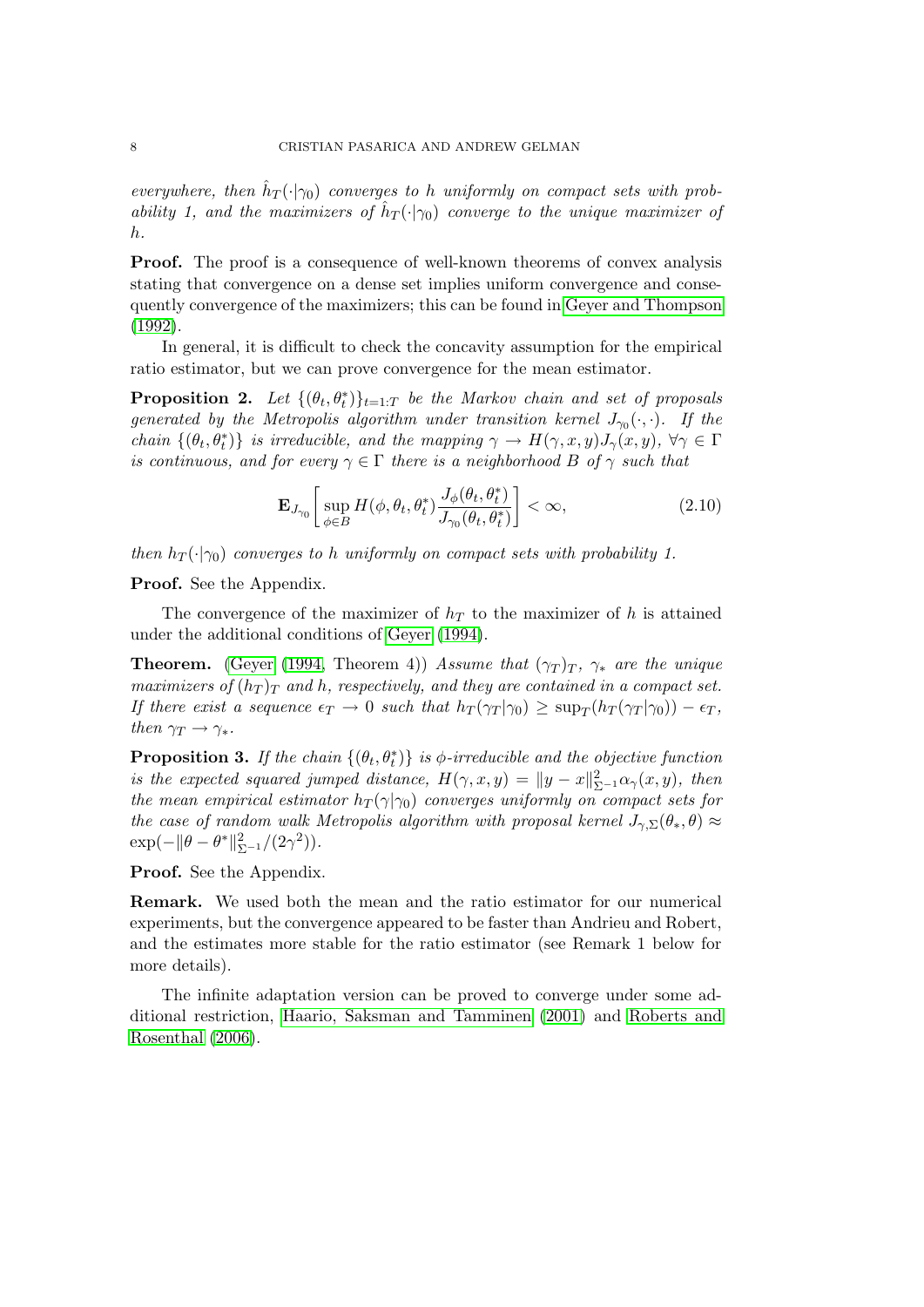*everywhere, then $\hat{h}_T(\cdot|\gamma_0)$ converges to $h$ uniformly on compact sets with probability 1, and the maximizers of $\hat{h}_T(\cdot|\gamma_0)$ converge to the unique maximizer of $h$.*

**Proof.** The proof is a consequence of well-known theorems of convex analysis stating that convergence on a dense set implies uniform convergence and consequently convergence of the maximizers; this can be found in Geyer and Thompson (1992).

In general, it is difficult to check the concavity assumption for the empirical ratio estimator, but we can prove convergence for the mean estimator.

**Proposition 2.** *Let $\{(\theta_t, \theta_t^*)\}_{t=1:T}$ be the Markov chain and set of proposals generated by the Metropolis algorithm under transition kernel $J_{\gamma_0}(\cdot,\cdot)$. If the chain $\{(\theta_t, \theta_t^*)\}$ is irreducible, and the mapping $\gamma \to H(\gamma, x, y)J_\gamma(x, y)$, $\forall \gamma \in \Gamma$ is continuous, and for every $\gamma \in \Gamma$ there is a neighborhood $B$ of $\gamma$ such that*

$$\mathbf{E}_{J_{\gamma_0}}\left[\sup_{\phi \in B} H(\phi, \theta_t, \theta_t^*) \frac{J_\phi(\theta_t, \theta_t^*)}{J_{\gamma_0}(\theta_t, \theta_t^*)}\right] < \infty, \tag{2.10}$$

*then $h_T(\cdot|\gamma_0)$ converges to $h$ uniformly on compact sets with probability 1.*

**Proof.** See the Appendix.

The convergence of the maximizer of $h_T$ to the maximizer of $h$ is attained under the additional conditions of Geyer (1994).

**Theorem.** (Geyer (1994, Theorem 4)) *Assume that $(\gamma_T)_T$, $\gamma_*$ are the unique maximizers of $(h_T)_T$ and $h$, respectively, and they are contained in a compact set. If there exist a sequence $\epsilon_T \to 0$ such that $h_T(\gamma_T|\gamma_0) \geq \sup_T(h_T(\gamma_T|\gamma_0)) - \epsilon_T$, then $\gamma_T \to \gamma_*$.*

**Proposition 3.** *If the chain $\{(\theta_t, \theta_t^*)\}$ is $\phi$-irreducible and the objective function is the expected squared jumped distance, $H(\gamma, x, y) = \|y - x\|^2_{\Sigma^{-1}}\alpha_\gamma(x, y)$, then the mean empirical estimator $h_T(\gamma|\gamma_0)$ converges uniformly on compact sets for the case of random walk Metropolis algorithm with proposal kernel $J_{\gamma,\Sigma}(\theta_*, \theta) \approx \exp(-\|\theta - \theta^*\|^2_{\Sigma^{-1}}/(2\gamma^2))$.*

**Proof.** See the Appendix.

**Remark.** We used both the mean and the ratio estimator for our numerical experiments, but the convergence appeared to be faster than Andrieu and Robert, and the estimates more stable for the ratio estimator (see Remark 1 below for more details).

The infinite adaptation version can be proved to converge under some additional restriction, Haario, Saksman and Tamminen (2001) and Roberts and Rosenthal (2006).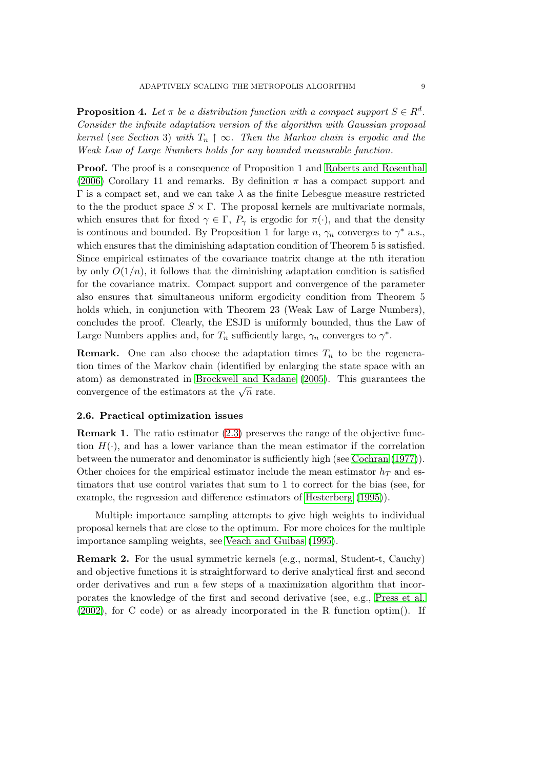**Proposition 4.** *Let $\pi$ be a distribution function with a compact support $S \in R^d$. Consider the infinite adaptation version of the algorithm with Gaussian proposal kernel (see Section 3) with $T_n \uparrow \infty$. Then the Markov chain is ergodic and the Weak Law of Large Numbers holds for any bounded measurable function.*

**Proof.** The proof is a consequence of Proposition 1 and Roberts and Rosenthal (2006) Corollary 11 and remarks. By definition $\pi$ has a compact support and $\Gamma$ is a compact set, and we can take $\lambda$ as the finite Lebesgue measure restricted to the the product space $S \times \Gamma$. The proposal kernels are multivariate normals, which ensures that for fixed $\gamma \in \Gamma$, $P_\gamma$ is ergodic for $\pi(\cdot)$, and that the density is continous and bounded. By Proposition 1 for large $n$, $\gamma_n$ converges to $\gamma^*$ a.s., which ensures that the diminishing adaptation condition of Theorem 5 is satisfied. Since empirical estimates of the covariance matrix change at the nth iteration by only $O(1/n)$, it follows that the diminishing adaptation condition is satisfied for the covariance matrix. Compact support and convergence of the parameter also ensures that simultaneous uniform ergodicity condition from Theorem 5 holds which, in conjunction with Theorem 23 (Weak Law of Large Numbers), concludes the proof. Clearly, the ESJD is uniformly bounded, thus the Law of Large Numbers applies and, for $T_n$ sufficiently large, $\gamma_n$ converges to $\gamma^*$.

**Remark.** One can also choose the adaptation times $T_n$ to be the regeneration times of the Markov chain (identified by enlarging the state space with an atom) as demonstrated in Brockwell and Kadane (2005). This guarantees the convergence of the estimators at the $\sqrt{n}$ rate.

### 2.6. Practical optimization issues

**Remark 1.** The ratio estimator (2.3) preserves the range of the objective function $H(\cdot)$, and has a lower variance than the mean estimator if the correlation between the numerator and denominator is sufficiently high (see Cochran (1977)). Other choices for the empirical estimator include the mean estimator $h_T$ and estimators that use control variates that sum to 1 to correct for the bias (see, for example, the regression and difference estimators of Hesterberg (1995)).

Multiple importance sampling attempts to give high weights to individual proposal kernels that are close to the optimum. For more choices for the multiple importance sampling weights, see Veach and Guibas (1995).

**Remark 2.** For the usual symmetric kernels (e.g., normal, Student-t, Cauchy) and objective functions it is straightforward to derive analytical first and second order derivatives and run a few steps of a maximization algorithm that incorporates the knowledge of the first and second derivative (see, e.g., Press et al. (2002), for C code) or as already incorporated in the R function optim(). If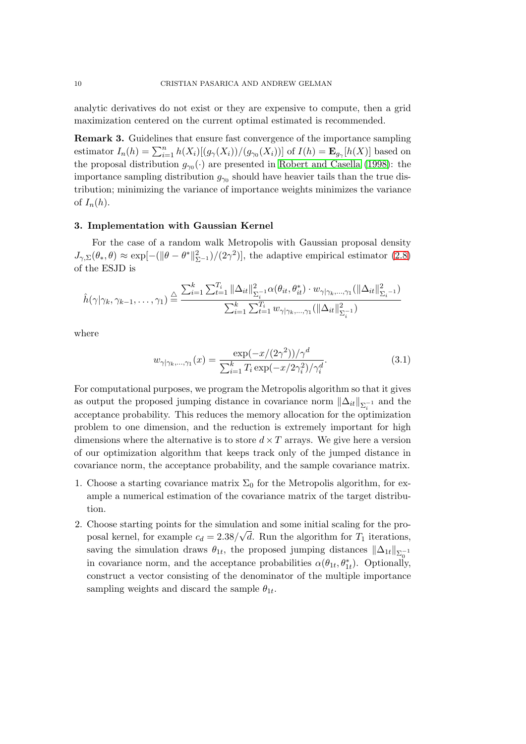analytic derivatives do not exist or they are expensive to compute, then a grid maximization centered on the current optimal estimated is recommended.

**Remark 3.** Guidelines that ensure fast convergence of the importance sampling estimator $I_n(h) = \sum_{i=1}^{n} h(X_i)[(g_\gamma(X_i))/(g_{\gamma_0}(X_i))]$ of $I(h) = \mathbf{E}_{g_\gamma}[h(X)]$ based on the proposal distribution $g_{\gamma_0}(\cdot)$ are presented in Robert and Casella (1998): the importance sampling distribution $g_{\gamma_0}$ should have heavier tails than the true distribution; minimizing the variance of importance weights minimizes the variance of $I_n(h)$.

### 3. Implementation with Gaussian Kernel

For the case of a random walk Metropolis with Gaussian proposal density $J_{\gamma,\Sigma}(\theta_*, \theta) \approx \exp[-(\|\theta - \theta^*\|^2_{\Sigma^{-1}})/(2\gamma^2)]$, the adaptive empirical estimator (2.8) of the ESJD is

$$\hat{h}(\gamma|\gamma_k, \gamma_{k-1}, \ldots, \gamma_1) \triangleq \frac{\sum_{i=1}^{k}\sum_{t=1}^{T_i} \|\Delta_{it}\|^2_{\Sigma_i^{-1}} \alpha(\theta_{it}, \theta^*_{it}) \cdot w_{\gamma|\gamma_k,\ldots,\gamma_1}(\|\Delta_{it}\|^2_{\Sigma_i{}^{-1}})}{\sum_{i=1}^{k}\sum_{t=1}^{T_i} w_{\gamma|\gamma_k,\ldots,\gamma_1}(\|\Delta_{it}\|^2_{\Sigma_i^{-1}})}$$

where

$$w_{\gamma|\gamma_k,\ldots,\gamma_1}(x) = \frac{\exp(-x/(2\gamma^2))/\gamma^d}{\sum_{i=1}^{k} T_i \exp(-x/2\gamma_i^2)/\gamma_i^d}. \tag{3.1}$$

For computational purposes, we program the Metropolis algorithm so that it gives as output the proposed jumping distance in covariance norm $\|\Delta_{it}\|_{\Sigma_i^{-1}}$ and the acceptance probability. This reduces the memory allocation for the optimization problem to one dimension, and the reduction is extremely important for high dimensions where the alternative is to store $d \times T$ arrays. We give here a version of our optimization algorithm that keeps track only of the jumped distance in covariance norm, the acceptance probability, and the sample covariance matrix.

1. Choose a starting covariance matrix $\Sigma_0$ for the Metropolis algorithm, for example a numerical estimation of the covariance matrix of the target distribution.
2. Choose starting points for the simulation and some initial scaling for the proposal kernel, for example $c_d = 2.38/\sqrt{d}$. Run the algorithm for $T_1$ iterations, saving the simulation draws $\theta_{1t}$, the proposed jumping distances $\|\Delta_{1t}\|_{\Sigma_0^{-1}}$ in covariance norm, and the acceptance probabilities $\alpha(\theta_{1t}, \theta^*_{1t})$. Optionally, construct a vector consisting of the denominator of the multiple importance sampling weights and discard the sample $\theta_{1t}$.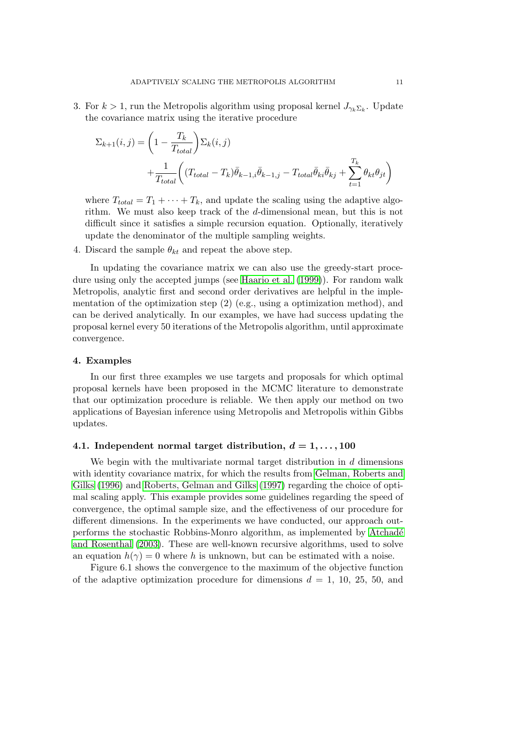3. For $k > 1$, run the Metropolis algorithm using proposal kernel $J_{\gamma_k \Sigma_k}$. Update the covariance matrix using the iterative procedure

$$
\Sigma_{k+1}(i,j) = \left(1 - \frac{T_k}{T_{total}}\right)\Sigma_k(i,j) + \frac{1}{T_{total}}\left((T_{total} - T_k)\bar{\theta}_{k-1,i}\bar{\theta}_{k-1,j} - T_{total}\bar{\theta}_{ki}\bar{\theta}_{kj} + \sum_{t=1}^{T_k} \theta_{kt}\theta_{jt}\right)
$$

where $T_{total} = T_1 + \cdots + T_k$, and update the scaling using the adaptive algorithm. We must also keep track of the $d$-dimensional mean, but this is not difficult since it satisfies a simple recursion equation. Optionally, iteratively update the denominator of the multiple sampling weights.

4. Discard the sample $\theta_{kt}$ and repeat the above step.

In updating the covariance matrix we can also use the greedy-start procedure using only the accepted jumps (see Haario et al. (1999)). For random walk Metropolis, analytic first and second order derivatives are helpful in the implementation of the optimization step (2) (e.g., using a optimization method), and can be derived analytically. In our examples, we have had success updating the proposal kernel every 50 iterations of the Metropolis algorithm, until approximate convergence.

## 4. Examples

In our first three examples we use targets and proposals for which optimal proposal kernels have been proposed in the MCMC literature to demonstrate that our optimization procedure is reliable. We then apply our method on two applications of Bayesian inference using Metropolis and Metropolis within Gibbs updates.

### 4.1. Independent normal target distribution, $d = 1, \ldots, 100$

We begin with the multivariate normal target distribution in $d$ dimensions with identity covariance matrix, for which the results from Gelman, Roberts and Gilks (1996) and Roberts, Gelman and Gilks (1997) regarding the choice of optimal scaling apply. This example provides some guidelines regarding the speed of convergence, the optimal sample size, and the effectiveness of our procedure for different dimensions. In the experiments we have conducted, our approach outperforms the stochastic Robbins-Monro algorithm, as implemented by Atchadé and Rosenthal (2003). These are well-known recursive algorithms, used to solve an equation $h(\gamma) = 0$ where $h$ is unknown, but can be estimated with a noise.

Figure 6.1 shows the convergence to the maximum of the objective function of the adaptive optimization procedure for dimensions $d = 1$, 10, 25, 50, and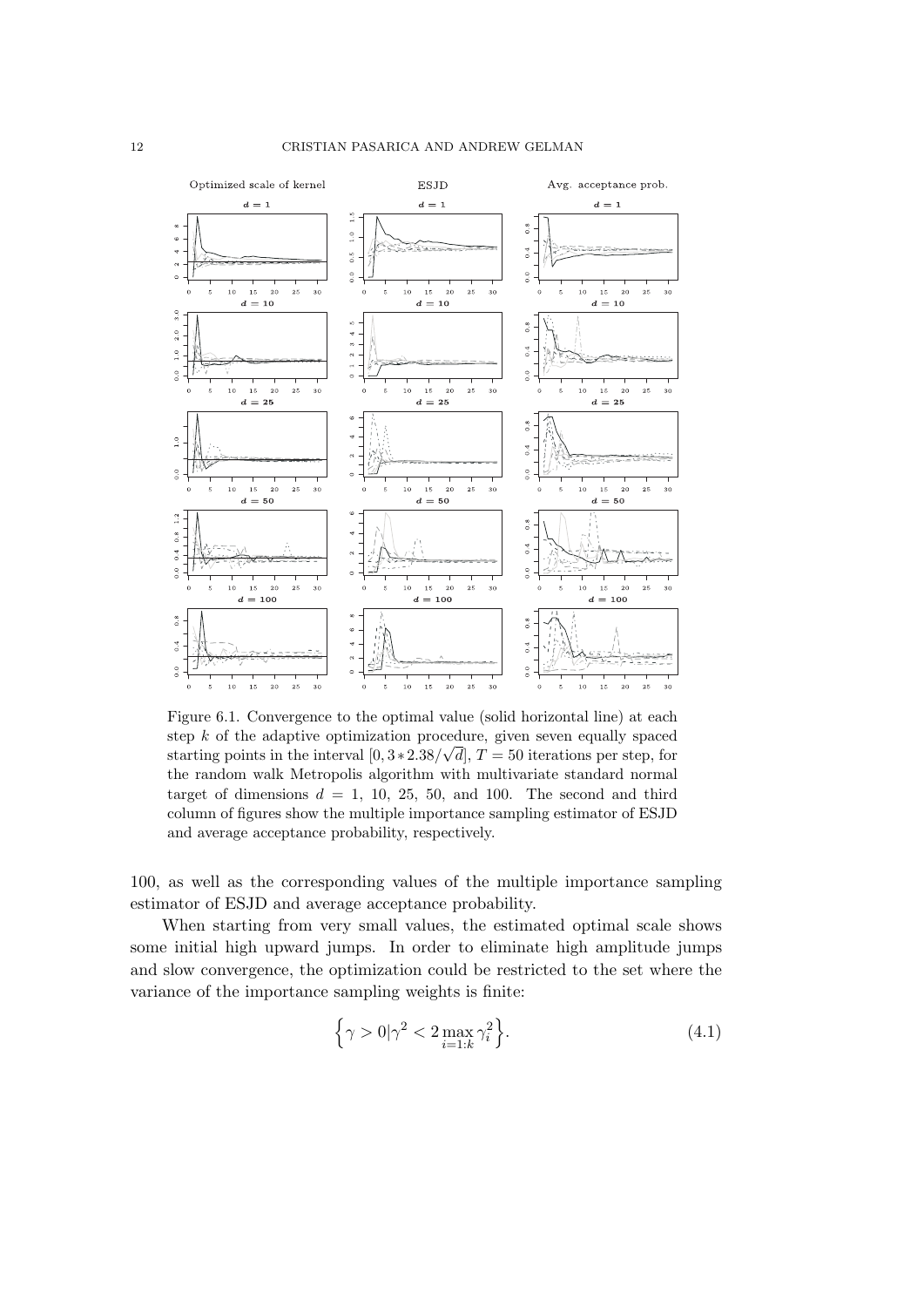Figure 6.1. Convergence to the optimal value (solid horizontal line) at each step $k$ of the adaptive optimization procedure, given seven equally spaced starting points in the interval $[0, 3 * 2.38/\sqrt{d}]$, $T = 50$ iterations per step, for the random walk Metropolis algorithm with multivariate standard normal target of dimensions $d = 1$, 10, 25, 50, and 100. The second and third column of figures show the multiple importance sampling estimator of ESJD and average acceptance probability, respectively.

100, as well as the corresponding values of the multiple importance sampling estimator of ESJD and average acceptance probability.

When starting from very small values, the estimated optimal scale shows some initial high upward jumps. In order to eliminate high amplitude jumps and slow convergence, the optimization could be restricted to the set where the variance of the importance sampling weights is finite:

$$\left\{ \gamma > 0 | \gamma^2 < 2 \max_{i=1:k} \gamma_i^2 \right\}. \tag{4.1}$$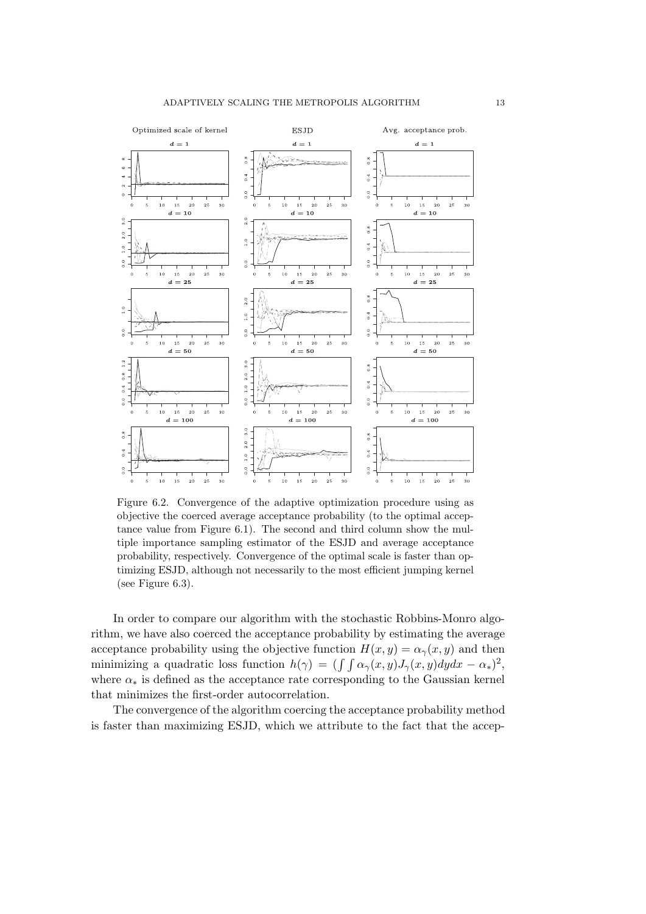Figure 6.2. Convergence of the adaptive optimization procedure using as objective the coerced average acceptance probability (to the optimal acceptance value from Figure 6.1). The second and third column show the multiple importance sampling estimator of the ESJD and average acceptance probability, respectively. Convergence of the optimal scale is faster than optimizing ESJD, although not necessarily to the most efficient jumping kernel (see Figure 6.3).

In order to compare our algorithm with the stochastic Robbins-Monro algorithm, we have also coerced the acceptance probability by estimating the average acceptance probability using the objective function $H(x, y) = \alpha_\gamma(x, y)$ and then minimizing a quadratic loss function $h(\gamma) = (\int\int \alpha_\gamma(x, y)J_\gamma(x, y)dydx - \alpha_*)^2$, where $\alpha_*$ is defined as the acceptance rate corresponding to the Gaussian kernel that minimizes the first-order autocorrelation.

The convergence of the algorithm coercing the acceptance probability method is faster than maximizing ESJD, which we attribute to the fact that the accep-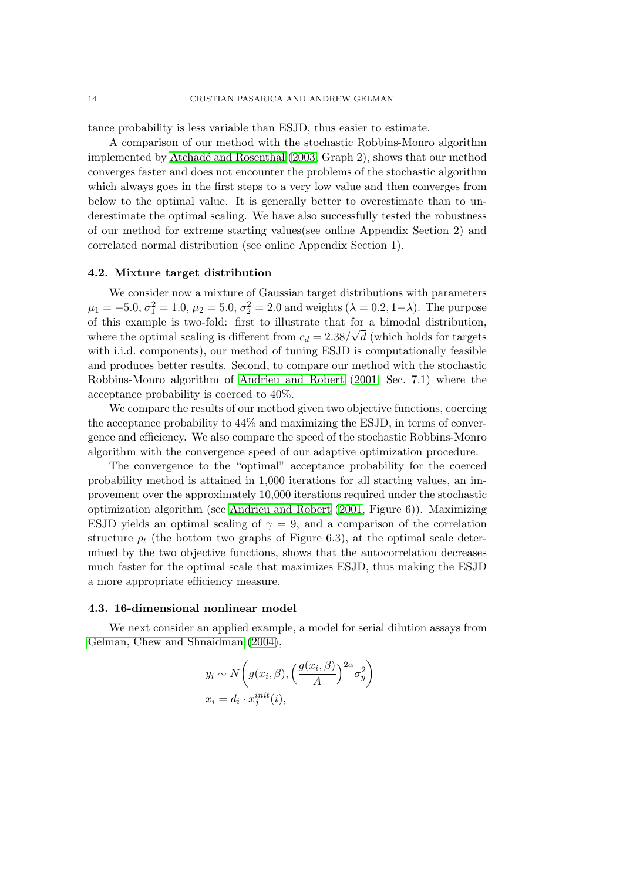tance probability is less variable than ESJD, thus easier to estimate.

A comparison of our method with the stochastic Robbins-Monro algorithm implemented by Atchadé and Rosenthal (2003, Graph 2), shows that our method converges faster and does not encounter the problems of the stochastic algorithm which always goes in the first steps to a very low value and then converges from below to the optimal value. It is generally better to overestimate than to underestimate the optimal scaling. We have also successfully tested the robustness of our method for extreme starting values(see online Appendix Section 2) and correlated normal distribution (see online Appendix Section 1).

### 4.2. Mixture target distribution

We consider now a mixture of Gaussian target distributions with parameters $\mu_1 = -5.0, \sigma_1^2 = 1.0, \mu_2 = 5.0, \sigma_2^2 = 2.0$ and weights $(\lambda = 0.2, 1-\lambda)$. The purpose of this example is two-fold: first to illustrate that for a bimodal distribution, where the optimal scaling is different from $c_d = 2.38/\sqrt{d}$ (which holds for targets with i.i.d. components), our method of tuning ESJD is computationally feasible and produces better results. Second, to compare our method with the stochastic Robbins-Monro algorithm of Andrieu and Robert (2001, Sec. 7.1) where the acceptance probability is coerced to 40%.

We compare the results of our method given two objective functions, coercing the acceptance probability to 44% and maximizing the ESJD, in terms of convergence and efficiency. We also compare the speed of the stochastic Robbins-Monro algorithm with the convergence speed of our adaptive optimization procedure.

The convergence to the "optimal" acceptance probability for the coerced probability method is attained in 1,000 iterations for all starting values, an improvement over the approximately 10,000 iterations required under the stochastic optimization algorithm (see Andrieu and Robert (2001, Figure 6)). Maximizing ESJD yields an optimal scaling of $\gamma = 9$, and a comparison of the correlation structure $\rho_t$ (the bottom two graphs of Figure 6.3), at the optimal scale determined by the two objective functions, shows that the autocorrelation decreases much faster for the optimal scale that maximizes ESJD, thus making the ESJD a more appropriate efficiency measure.

### 4.3. 16-dimensional nonlinear model

We next consider an applied example, a model for serial dilution assays from Gelman, Chew and Shnaidman (2004),

$$
\begin{aligned}
y_i &\sim N\left(g(x_i, \beta), \left(\frac{g(x_i, \beta)}{A}\right)^{2\alpha} \sigma_y^2\right) \\
x_i &= d_i \cdot x_j^{init}(i),
\end{aligned}
$$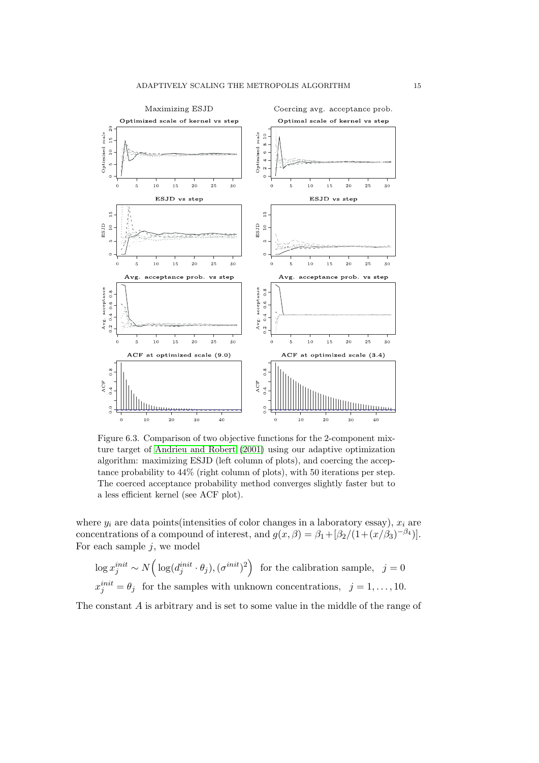Figure 6.3. Comparison of two objective functions for the 2-component mixture target of Andrieu and Robert (2001) using our adaptive optimization algorithm: maximizing ESJD (left column of plots), and coercing the acceptance probability to 44% (right column of plots), with 50 iterations per step. The coerced acceptance probability method converges slightly faster but to a less efficient kernel (see ACF plot).

where $y_i$ are data points(intensities of color changes in a laboratory essay), $x_i$ are concentrations of a compound of interest, and $g(x, \beta) = \beta_1 + [\beta_2/(1+(x/\beta_3)^{-\beta_4})]$. For each sample $j$, we model

$$\log x_j^{init} \sim N\Big(\log(d_j^{init} \cdot \theta_j), (\sigma^{init})^2\Big) \quad \text{for the calibration sample}, \quad j = 0$$

$$x_j^{init} = \theta_j \quad \text{for the samples with unknown concentrations}, \quad j = 1, \ldots, 10.$$

The constant $A$ is arbitrary and is set to some value in the middle of the range of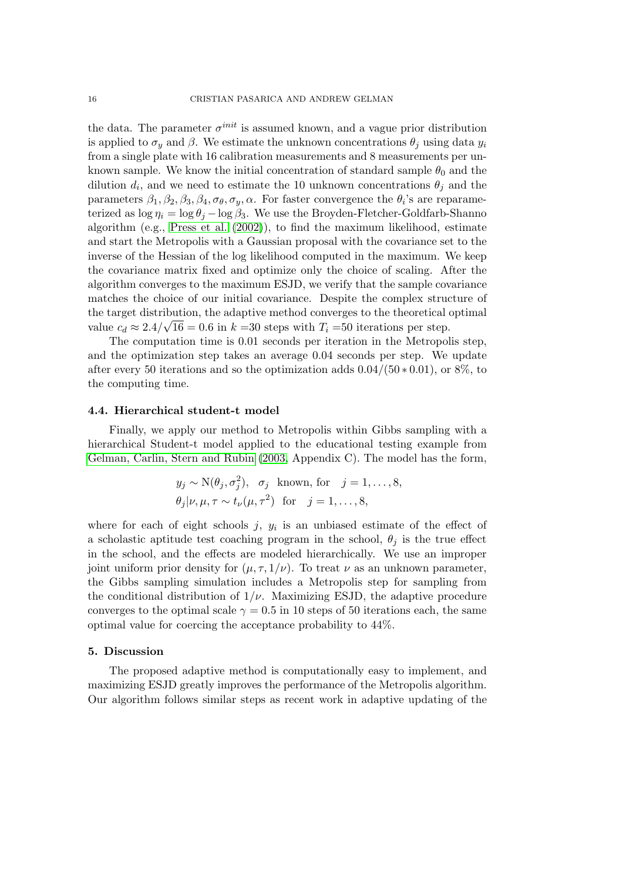the data. The parameter $\sigma^{init}$ is assumed known, and a vague prior distribution is applied to $\sigma_y$ and $\beta$. We estimate the unknown concentrations $\theta_j$ using data $y_i$ from a single plate with 16 calibration measurements and 8 measurements per unknown sample. We know the initial concentration of standard sample $\theta_0$ and the dilution $d_i$, and we need to estimate the 10 unknown concentrations $\theta_j$ and the parameters $\beta_1, \beta_2, \beta_3, \beta_4, \sigma_\theta, \sigma_y, \alpha$. For faster convergence the $\theta_i$'s are reparameterized as $\log \eta_i = \log \theta_j - \log \beta_3$. We use the Broyden-Fletcher-Goldfarb-Shanno algorithm (e.g., Press et al. (2002)), to find the maximum likelihood, estimate and start the Metropolis with a Gaussian proposal with the covariance set to the inverse of the Hessian of the log likelihood computed in the maximum. We keep the covariance matrix fixed and optimize only the choice of scaling. After the algorithm converges to the maximum ESJD, we verify that the sample covariance matches the choice of our initial covariance. Despite the complex structure of the target distribution, the adaptive method converges to the theoretical optimal value $c_d \approx 2.4/\sqrt{16} = 0.6$ in $k$ =30 steps with $T_i$ =50 iterations per step.

The computation time is 0.01 seconds per iteration in the Metropolis step, and the optimization step takes an average 0.04 seconds per step. We update after every 50 iterations and so the optimization adds $0.04/(50 * 0.01)$, or 8%, to the computing time.

### 4.4. Hierarchical student-t model

Finally, we apply our method to Metropolis within Gibbs sampling with a hierarchical Student-t model applied to the educational testing example from Gelman, Carlin, Stern and Rubin (2003, Appendix C). The model has the form,

$$
\begin{aligned}
& y_j \sim \mathrm{N}(\theta_j, \sigma_j^2), \quad \sigma_j \text{ known, for } \quad j = 1, \ldots, 8, \\
& \theta_j | \nu, \mu, \tau \sim t_\nu(\mu, \tau^2) \quad \text{for} \quad j = 1, \ldots, 8,
\end{aligned}
$$

where for each of eight schools $j$, $y_i$ is an unbiased estimate of the effect of a scholastic aptitude test coaching program in the school, $\theta_j$ is the true effect in the school, and the effects are modeled hierarchically. We use an improper joint uniform prior density for $(\mu, \tau, 1/\nu)$. To treat $\nu$ as an unknown parameter, the Gibbs sampling simulation includes a Metropolis step for sampling from the conditional distribution of $1/\nu$. Maximizing ESJD, the adaptive procedure converges to the optimal scale $\gamma = 0.5$ in 10 steps of 50 iterations each, the same optimal value for coercing the acceptance probability to 44%.

## 5. Discussion

The proposed adaptive method is computationally easy to implement, and maximizing ESJD greatly improves the performance of the Metropolis algorithm. Our algorithm follows similar steps as recent work in adaptive updating of the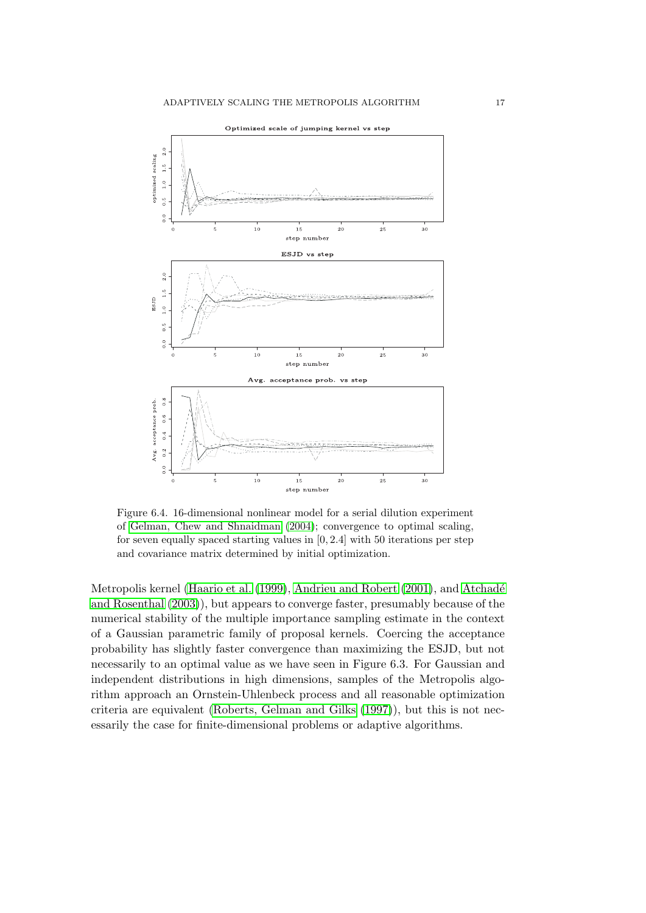Figure 6.4. 16-dimensional nonlinear model for a serial dilution experiment of Gelman, Chew and Shnaidman (2004); convergence to optimal scaling, for seven equally spaced starting values in $[0, 2.4]$ with 50 iterations per step and covariance matrix determined by initial optimization.

Metropolis kernel (Haario et al. (1999), Andrieu and Robert (2001), and Atchadé and Rosenthal (2003)), but appears to converge faster, presumably because of the numerical stability of the multiple importance sampling estimate in the context of a Gaussian parametric family of proposal kernels. Coercing the acceptance probability has slightly faster convergence than maximizing the ESJD, but not necessarily to an optimal value as we have seen in Figure 6.3. For Gaussian and independent distributions in high dimensions, samples of the Metropolis algorithm approach an Ornstein-Uhlenbeck process and all reasonable optimization criteria are equivalent (Roberts, Gelman and Gilks (1997)), but this is not necessarily the case for finite-dimensional problems or adaptive algorithms.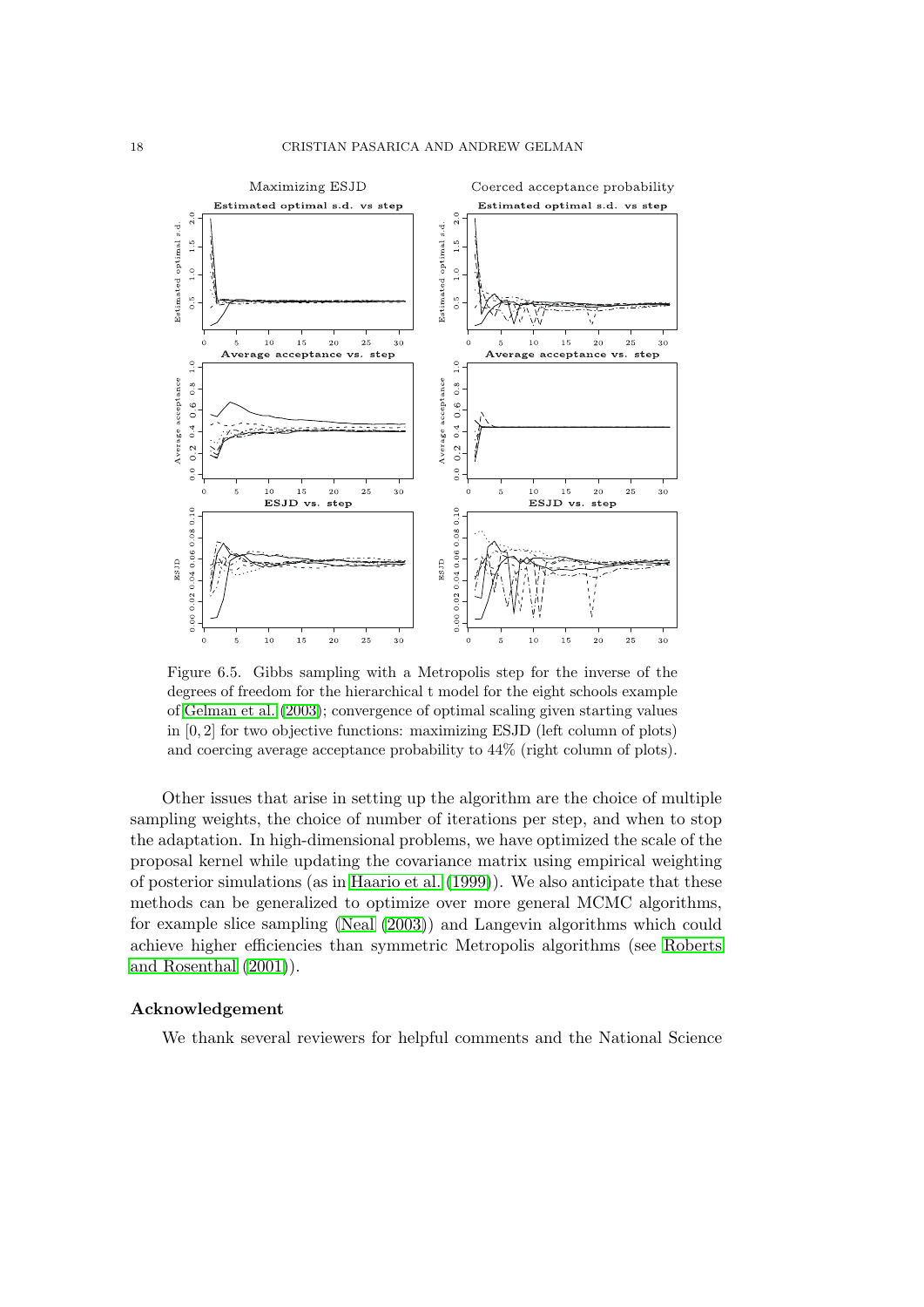Figure 6.5. Gibbs sampling with a Metropolis step for the inverse of the degrees of freedom for the hierarchical t model for the eight schools example of Gelman et al. (2003); convergence of optimal scaling given starting values in $[0, 2]$ for two objective functions: maximizing ESJD (left column of plots) and coercing average acceptance probability to 44% (right column of plots).

Other issues that arise in setting up the algorithm are the choice of multiple sampling weights, the choice of number of iterations per step, and when to stop the adaptation. In high-dimensional problems, we have optimized the scale of the proposal kernel while updating the covariance matrix using empirical weighting of posterior simulations (as in Haario et al. (1999)). We also anticipate that these methods can be generalized to optimize over more general MCMC algorithms, for example slice sampling (Neal (2003)) and Langevin algorithms which could achieve higher efficiencies than symmetric Metropolis algorithms (see Roberts and Rosenthal (2001)).

## Acknowledgement

We thank several reviewers for helpful comments and the National Science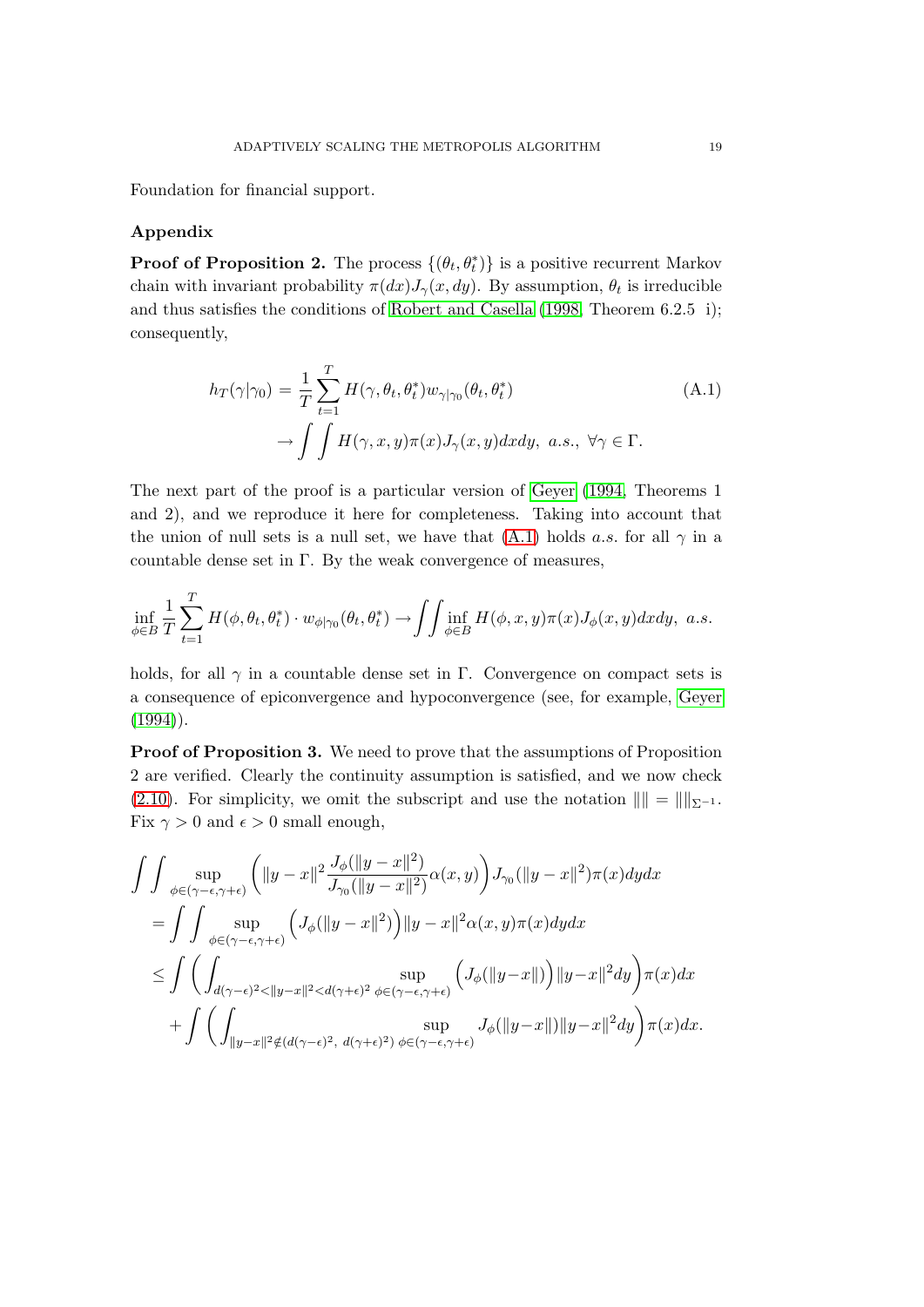Foundation for financial support.

## Appendix

**Proof of Proposition 2.** The process $\{(\theta_t, \theta_t^*)\}$ is a positive recurrent Markov chain with invariant probability $\pi(dx)J_\gamma(x, dy)$. By assumption, $\theta_t$ is irreducible and thus satisfies the conditions of Robert and Casella (1998, Theorem 6.2.5 i); consequently,

$$
\begin{aligned}
h_T(\gamma|\gamma_0) &= \frac{1}{T}\sum_{t=1}^{T} H(\gamma, \theta_t, \theta_t^*) w_{\gamma|\gamma_0}(\theta_t, \theta_t^*) \\
&\to \int\int H(\gamma, x, y)\pi(x)J_\gamma(x, y)dxdy,\ a.s.,\ \forall\gamma \in \Gamma.
\end{aligned} \tag{A.1}
$$

The next part of the proof is a particular version of Geyer (1994, Theorems 1 and 2), and we reproduce it here for completeness. Taking into account that the union of null sets is a null set, we have that (A.1) holds *a.s.* for all $\gamma$ in a countable dense set in $\Gamma$. By the weak convergence of measures,

$$
\inf_{\phi\in B} \frac{1}{T}\sum_{t=1}^{T} H(\phi, \theta_t, \theta_t^*) \cdot w_{\phi|\gamma_0}(\theta_t, \theta_t^*) \to \int\int \inf_{\phi\in B} H(\phi, x, y)\pi(x)J_\phi(x, y)dxdy,\ a.s.
$$

holds, for all $\gamma$ in a countable dense set in $\Gamma$. Convergence on compact sets is a consequence of epiconvergence and hypoconvergence (see, for example, Geyer (1994)).

**Proof of Proposition 3.** We need to prove that the assumptions of Proposition 2 are verified. Clearly the continuity assumption is satisfied, and we now check (2.10). For simplicity, we omit the subscript and use the notation $\|\| = \|\|_{\Sigma^{-1}}$. Fix $\gamma > 0$ and $\epsilon > 0$ small enough,

$$
\begin{aligned}
&\int\int \sup_{\phi\in(\gamma-\epsilon,\gamma+\epsilon)} \left( \|y-x\|^2 \frac{J_\phi(\|y-x\|^2)}{J_{\gamma_0}(\|y-x\|^2)}\alpha(x,y)\right) J_{\gamma_0}(\|y-x\|^2)\pi(x)dydx \\
&= \int\int \sup_{\phi\in(\gamma-\epsilon,\gamma+\epsilon)} \left(J_\phi(\|y-x\|^2)\right)\|y-x\|^2\alpha(x,y)\pi(x)dydx \\
&\le \int \left( \int_{d(\gamma-\epsilon)^2<\|y-x\|^2<d(\gamma+\epsilon)^2} \sup_{\phi\in(\gamma-\epsilon,\gamma+\epsilon)} \left(J_\phi(\|y-x\|)\right)\|y-x\|^2 dy \right)\pi(x)dx \\
&\quad + \int \left( \int_{\|y-x\|^2\notin(d(\gamma-\epsilon)^2,\ d(\gamma+\epsilon)^2)} \sup_{\phi\in(\gamma-\epsilon,\gamma+\epsilon)} J_\phi(\|y-x\|)\|y-x\|^2 dy \right)\pi(x)dx.
\end{aligned}
$$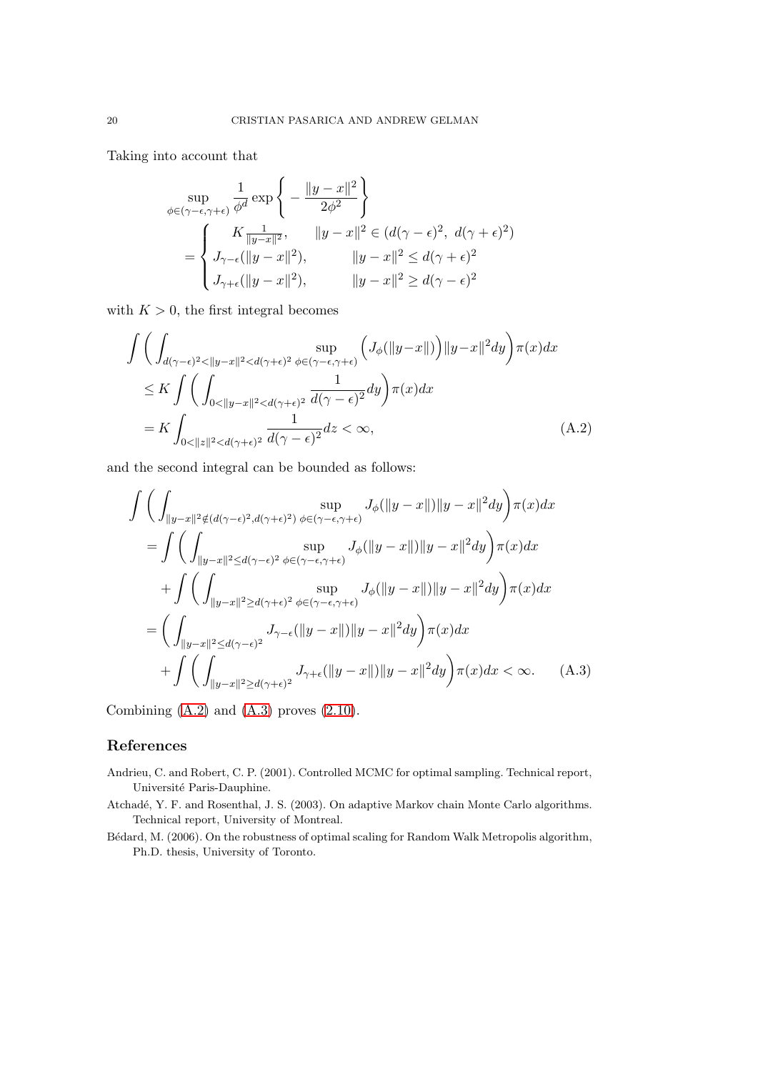Taking into account that

$$
\begin{aligned}
&\sup_{\phi\in(\gamma-\epsilon,\gamma+\epsilon)} \frac{1}{\phi^d} \exp\left\{ -\frac{\|y-x\|^2}{2\phi^2} \right\} \\
&= \begin{cases} K\frac{1}{\|y-x\|^2}, & \|y-x\|^2 \in (d(\gamma-\epsilon)^2,\ d(\gamma+\epsilon)^2) \\ J_{\gamma-\epsilon}(\|y-x\|^2), & \|y-x\|^2 \le d(\gamma+\epsilon)^2 \\ J_{\gamma+\epsilon}(\|y-x\|^2), & \|y-x\|^2 \ge d(\gamma-\epsilon)^2 \end{cases}
\end{aligned}
$$

with $K > 0$, the first integral becomes

$$
\begin{aligned}
&\int \bigg( \int_{d(\gamma-\epsilon)^2<\|y-x\|^2<d(\gamma+\epsilon)^2} \sup_{\phi\in(\gamma-\epsilon,\gamma+\epsilon)} \Big( J_\phi(\|y-x\|) \Big) \|y-x\|^2 dy \bigg) \pi(x) dx \\
&\quad \le K \int \bigg( \int_{0<\|y-x\|^2<d(\gamma+\epsilon)^2} \frac{1}{d(\gamma-\epsilon)^2} dy \bigg) \pi(x) dx \\
&\quad = K \int_{0<\|z\|^2<d(\gamma+\epsilon)^2} \frac{1}{d(\gamma-\epsilon)^2} dz < \infty, \qquad \text{(A.2)}
\end{aligned}
$$

and the second integral can be bounded as follows:

$$
\begin{aligned}
&\int \bigg( \int_{\|y-x\|^2\notin(d(\gamma-\epsilon)^2,d(\gamma+\epsilon)^2)} \sup_{\phi\in(\gamma-\epsilon,\gamma+\epsilon)} J_\phi(\|y-x\|)\|y-x\|^2 dy \bigg) \pi(x) dx \\
&\quad = \int \bigg( \int_{\|y-x\|^2\le d(\gamma-\epsilon)^2} \sup_{\phi\in(\gamma-\epsilon,\gamma+\epsilon)} J_\phi(\|y-x\|)\|y-x\|^2 dy \bigg) \pi(x) dx \\
&\qquad + \int \bigg( \int_{\|y-x\|^2\ge d(\gamma+\epsilon)^2} \sup_{\phi\in(\gamma-\epsilon,\gamma+\epsilon)} J_\phi(\|y-x\|)\|y-x\|^2 dy \bigg) \pi(x) dx \\
&\quad = \bigg( \int_{\|y-x\|^2\le d(\gamma-\epsilon)^2} J_{\gamma-\epsilon}(\|y-x\|)\|y-x\|^2 dy \bigg) \pi(x) dx \\
&\qquad + \int \bigg( \int_{\|y-x\|^2\ge d(\gamma+\epsilon)^2} J_{\gamma+\epsilon}(\|y-x\|)\|y-x\|^2 dy \bigg) \pi(x) dx < \infty. \qquad \text{(A.3)}
\end{aligned}
$$

Combining (A.2) and (A.3) proves (2.10).

## References

Andrieu, C. and Robert, C. P. (2001). Controlled MCMC for optimal sampling. Technical report, Université Paris-Dauphine.

Atchadé, Y. F. and Rosenthal, J. S. (2003). On adaptive Markov chain Monte Carlo algorithms. Technical report, University of Montreal.

Bédard, M. (2006). On the robustness of optimal scaling for Random Walk Metropolis algorithm, Ph.D. thesis, University of Toronto.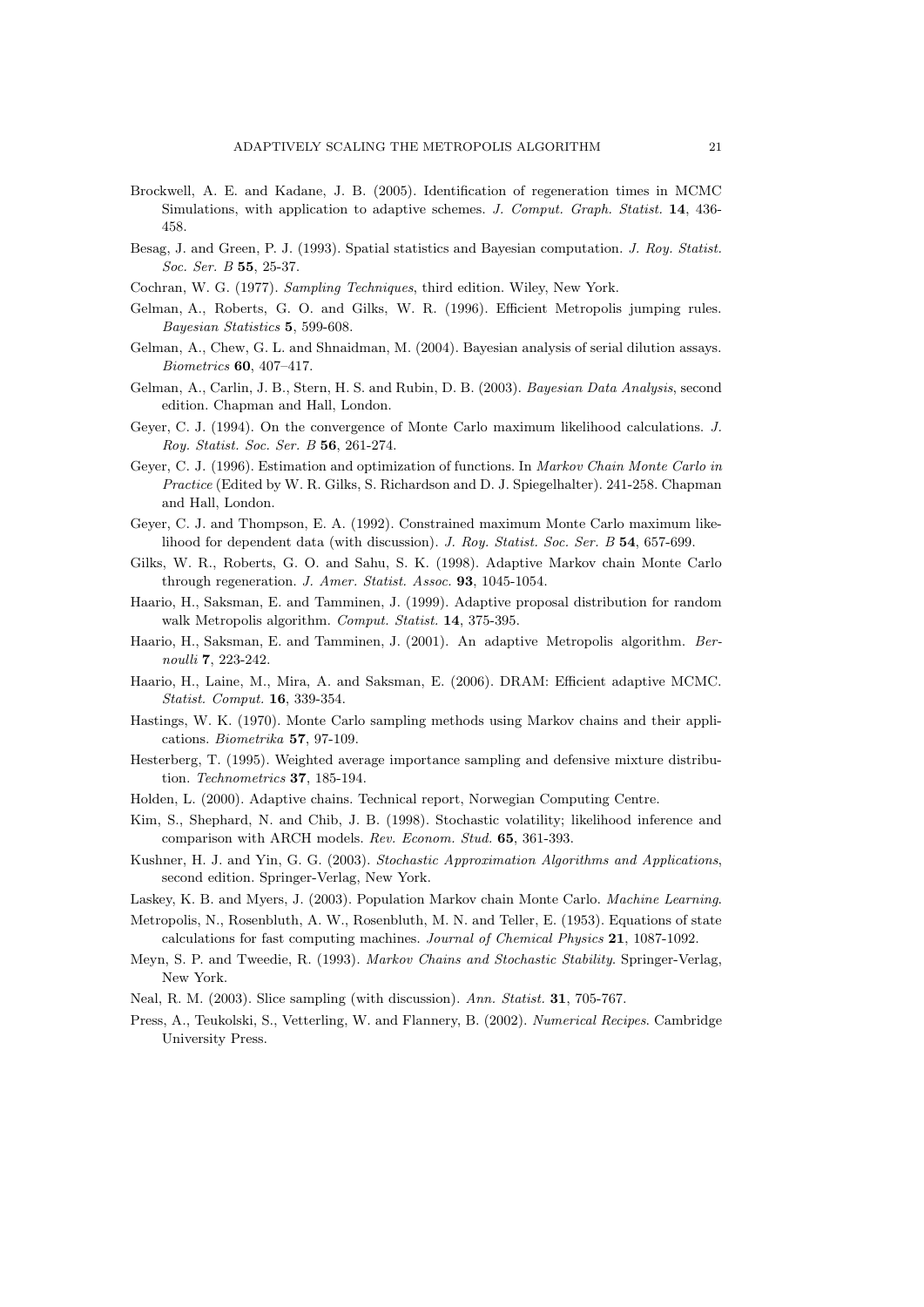Brockwell, A. E. and Kadane, J. B. (2005). Identification of regeneration times in MCMC Simulations, with application to adaptive schemes. *J. Comput. Graph. Statist.* **14**, 436-458.

Besag, J. and Green, P. J. (1993). Spatial statistics and Bayesian computation. *J. Roy. Statist. Soc. Ser. B* **55**, 25-37.

Cochran, W. G. (1977). *Sampling Techniques*, third edition. Wiley, New York.

Gelman, A., Roberts, G. O. and Gilks, W. R. (1996). Efficient Metropolis jumping rules. *Bayesian Statistics* **5**, 599-608.

Gelman, A., Chew, G. L. and Shnaidman, M. (2004). Bayesian analysis of serial dilution assays. *Biometrics* **60**, 407–417.

Gelman, A., Carlin, J. B., Stern, H. S. and Rubin, D. B. (2003). *Bayesian Data Analysis*, second edition. Chapman and Hall, London.

Geyer, C. J. (1994). On the convergence of Monte Carlo maximum likelihood calculations. *J. Roy. Statist. Soc. Ser. B* **56**, 261-274.

Geyer, C. J. (1996). Estimation and optimization of functions. In *Markov Chain Monte Carlo in Practice* (Edited by W. R. Gilks, S. Richardson and D. J. Spiegelhalter). 241-258. Chapman and Hall, London.

Geyer, C. J. and Thompson, E. A. (1992). Constrained maximum Monte Carlo maximum likelihood for dependent data (with discussion). *J. Roy. Statist. Soc. Ser. B* **54**, 657-699.

Gilks, W. R., Roberts, G. O. and Sahu, S. K. (1998). Adaptive Markov chain Monte Carlo through regeneration. *J. Amer. Statist. Assoc.* **93**, 1045-1054.

Haario, H., Saksman, E. and Tamminen, J. (1999). Adaptive proposal distribution for random walk Metropolis algorithm. *Comput. Statist.* **14**, 375-395.

Haario, H., Saksman, E. and Tamminen, J. (2001). An adaptive Metropolis algorithm. *Bernoulli* **7**, 223-242.

Haario, H., Laine, M., Mira, A. and Saksman, E. (2006). DRAM: Efficient adaptive MCMC. *Statist. Comput.* **16**, 339-354.

Hastings, W. K. (1970). Monte Carlo sampling methods using Markov chains and their applications. *Biometrika* **57**, 97-109.

Hesterberg, T. (1995). Weighted average importance sampling and defensive mixture distribution. *Technometrics* **37**, 185-194.

Holden, L. (2000). Adaptive chains. Technical report, Norwegian Computing Centre.

Kim, S., Shephard, N. and Chib, J. B. (1998). Stochastic volatility; likelihood inference and comparison with ARCH models. *Rev. Econom. Stud.* **65**, 361-393.

Kushner, H. J. and Yin, G. G. (2003). *Stochastic Approximation Algorithms and Applications*, second edition. Springer-Verlag, New York.

Laskey, K. B. and Myers, J. (2003). Population Markov chain Monte Carlo. *Machine Learning*.

Metropolis, N., Rosenbluth, A. W., Rosenbluth, M. N. and Teller, E. (1953). Equations of state calculations for fast computing machines. *Journal of Chemical Physics* **21**, 1087-1092.

Meyn, S. P. and Tweedie, R. (1993). *Markov Chains and Stochastic Stability*. Springer-Verlag, New York.

Neal, R. M. (2003). Slice sampling (with discussion). *Ann. Statist.* **31**, 705-767.

Press, A., Teukolski, S., Vetterling, W. and Flannery, B. (2002). *Numerical Recipes*. Cambridge University Press.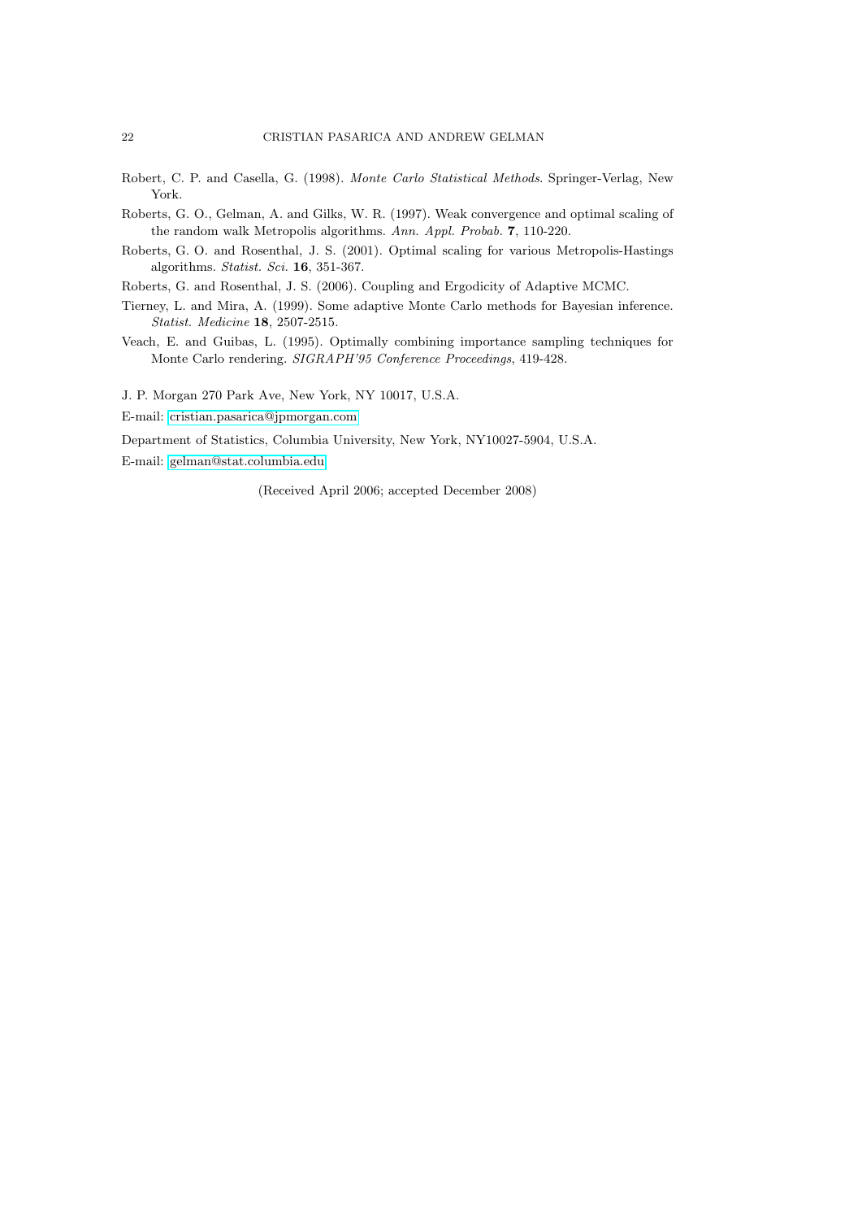Robert, C. P. and Casella, G. (1998). *Monte Carlo Statistical Methods*. Springer-Verlag, New York.

Roberts, G. O., Gelman, A. and Gilks, W. R. (1997). Weak convergence and optimal scaling of the random walk Metropolis algorithms. *Ann. Appl. Probab.* **7**, 110-220.

Roberts, G. O. and Rosenthal, J. S. (2001). Optimal scaling for various Metropolis-Hastings algorithms. *Statist. Sci.* **16**, 351-367.

Roberts, G. and Rosenthal, J. S. (2006). Coupling and Ergodicity of Adaptive MCMC.

Tierney, L. and Mira, A. (1999). Some adaptive Monte Carlo methods for Bayesian inference. *Statist. Medicine* **18**, 2507-2515.

Veach, E. and Guibas, L. (1995). Optimally combining importance sampling techniques for Monte Carlo rendering. *SIGRAPH'95 Conference Proceedings*, 419-428.

J. P. Morgan 270 Park Ave, New York, NY 10017, U.S.A.

E-mail: cristian.pasarica@jpmorgan.com

Department of Statistics, Columbia University, New York, NY10027-5904, U.S.A.

E-mail: gelman@stat.columbia.edu

(Received April 2006; accepted December 2008)